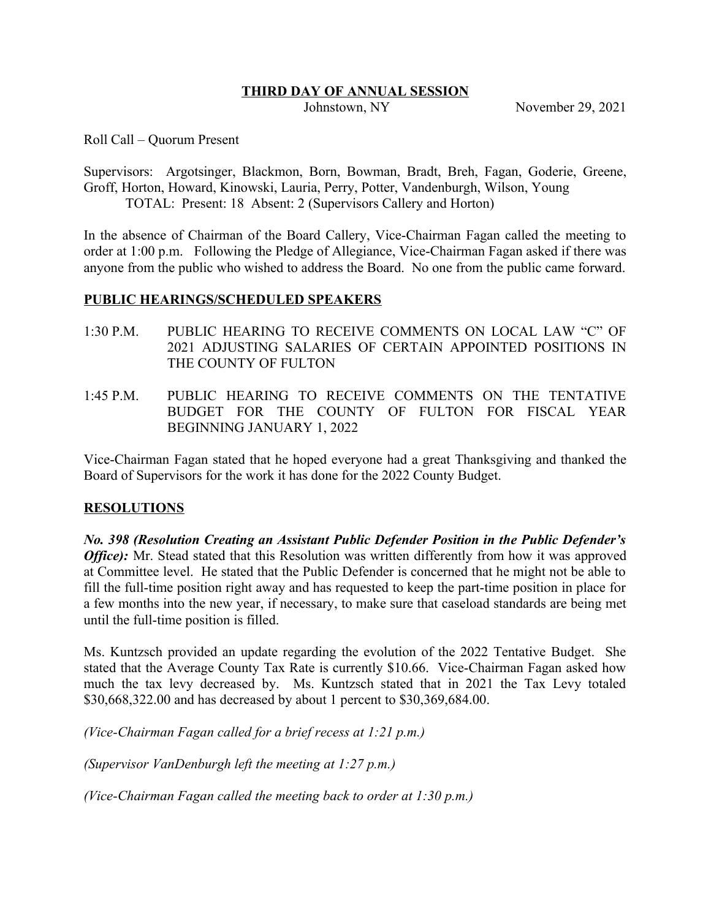## THIRD DAY OF ANNUAL SESSION

Johnstown, NY November 29, 2021

Roll Call – Quorum Present

Supervisors: Argotsinger, Blackmon, Born, Bowman, Bradt, Breh, Fagan, Goderie, Greene, Groff, Horton, Howard, Kinowski, Lauria, Perry, Potter, Vandenburgh, Wilson, Young
TOTAL: Present: 18 Absent: 2 (Supervisors Callery and Horton)

In the absence of Chairman of the Board Callery, Vice-Chairman Fagan called the meeting to order at 1:00 p.m. Following the Pledge of Allegiance, Vice-Chairman Fagan asked if there was anyone from the public who wished to address the Board. No one from the public came forward.

### PUBLIC HEARINGS/SCHEDULED SPEAKERS

1:30 P.M. PUBLIC HEARING TO RECEIVE COMMENTS ON LOCAL LAW "C" OF 2021 ADJUSTING SALARIES OF CERTAIN APPOINTED POSITIONS IN THE COUNTY OF FULTON

1:45 P.M. PUBLIC HEARING TO RECEIVE COMMENTS ON THE TENTATIVE BUDGET FOR THE COUNTY OF FULTON FOR FISCAL YEAR BEGINNING JANUARY 1, 2022

Vice-Chairman Fagan stated that he hoped everyone had a great Thanksgiving and thanked the Board of Supervisors for the work it has done for the 2022 County Budget.

### RESOLUTIONS

***No. 398 (Resolution Creating an Assistant Public Defender Position in the Public Defender's Office):*** Mr. Stead stated that this Resolution was written differently from how it was approved at Committee level. He stated that the Public Defender is concerned that he might not be able to fill the full-time position right away and has requested to keep the part-time position in place for a few months into the new year, if necessary, to make sure that caseload standards are being met until the full-time position is filled.

Ms. Kuntzsch provided an update regarding the evolution of the 2022 Tentative Budget. She stated that the Average County Tax Rate is currently $10.66. Vice-Chairman Fagan asked how much the tax levy decreased by. Ms. Kuntzsch stated that in 2021 the Tax Levy totaled $30,668,322.00 and has decreased by about 1 percent to $30,369,684.00.

*(Vice-Chairman Fagan called for a brief recess at 1:21 p.m.)*

*(Supervisor VanDenburgh left the meeting at 1:27 p.m.)*

*(Vice-Chairman Fagan called the meeting back to order at 1:30 p.m.)*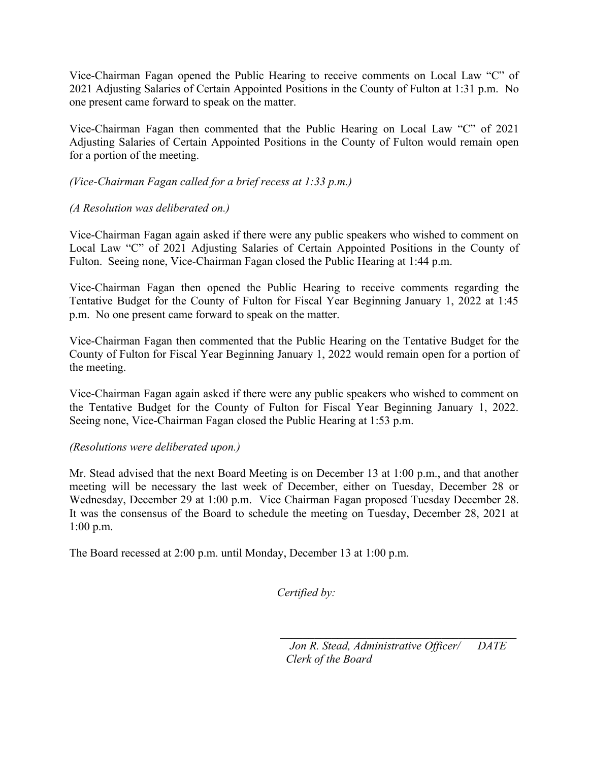Vice-Chairman Fagan opened the Public Hearing to receive comments on Local Law "C" of 2021 Adjusting Salaries of Certain Appointed Positions in the County of Fulton at 1:31 p.m. No one present came forward to speak on the matter.

Vice-Chairman Fagan then commented that the Public Hearing on Local Law "C" of 2021 Adjusting Salaries of Certain Appointed Positions in the County of Fulton would remain open for a portion of the meeting.

*(Vice-Chairman Fagan called for a brief recess at 1:33 p.m.)*

*(A Resolution was deliberated on.)*

Vice-Chairman Fagan again asked if there were any public speakers who wished to comment on Local Law "C" of 2021 Adjusting Salaries of Certain Appointed Positions in the County of Fulton. Seeing none, Vice-Chairman Fagan closed the Public Hearing at 1:44 p.m.

Vice-Chairman Fagan then opened the Public Hearing to receive comments regarding the Tentative Budget for the County of Fulton for Fiscal Year Beginning January 1, 2022 at 1:45 p.m. No one present came forward to speak on the matter.

Vice-Chairman Fagan then commented that the Public Hearing on the Tentative Budget for the County of Fulton for Fiscal Year Beginning January 1, 2022 would remain open for a portion of the meeting.

Vice-Chairman Fagan again asked if there were any public speakers who wished to comment on the Tentative Budget for the County of Fulton for Fiscal Year Beginning January 1, 2022. Seeing none, Vice-Chairman Fagan closed the Public Hearing at 1:53 p.m.

*(Resolutions were deliberated upon.)*

Mr. Stead advised that the next Board Meeting is on December 13 at 1:00 p.m., and that another meeting will be necessary the last week of December, either on Tuesday, December 28 or Wednesday, December 29 at 1:00 p.m. Vice Chairman Fagan proposed Tuesday December 28. It was the consensus of the Board to schedule the meeting on Tuesday, December 28, 2021 at 1:00 p.m.

The Board recessed at 2:00 p.m. until Monday, December 13 at 1:00 p.m.

*Certified by:*

\_\_\_\_\_\_\_\_\_\_\_\_\_\_\_\_\_\_\_\_\_\_\_\_\_\_\_\_\_\_\_\_\_\_\_\_\_\_\_\_

*Jon R. Stead, Administrative Officer/ DATE*
*Clerk of the Board*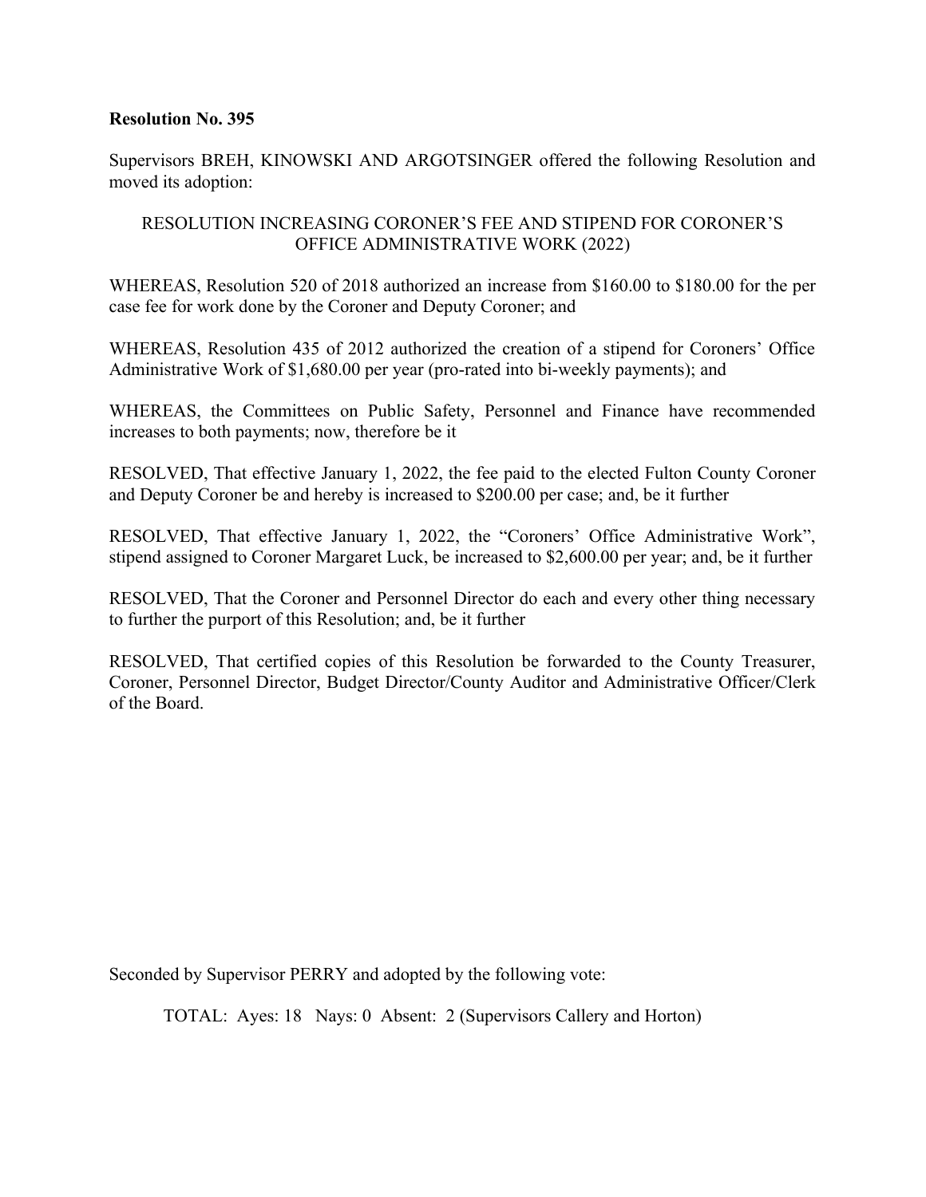**Resolution No. 395**

Supervisors BREH, KINOWSKI AND ARGOTSINGER offered the following Resolution and moved its adoption:

RESOLUTION INCREASING CORONER'S FEE AND STIPEND FOR CORONER'S OFFICE ADMINISTRATIVE WORK (2022)

WHEREAS, Resolution 520 of 2018 authorized an increase from $160.00 to $180.00 for the per case fee for work done by the Coroner and Deputy Coroner; and

WHEREAS, Resolution 435 of 2012 authorized the creation of a stipend for Coroners' Office Administrative Work of $1,680.00 per year (pro-rated into bi-weekly payments); and

WHEREAS, the Committees on Public Safety, Personnel and Finance have recommended increases to both payments; now, therefore be it

RESOLVED, That effective January 1, 2022, the fee paid to the elected Fulton County Coroner and Deputy Coroner be and hereby is increased to $200.00 per case; and, be it further

RESOLVED, That effective January 1, 2022, the "Coroners' Office Administrative Work", stipend assigned to Coroner Margaret Luck, be increased to $2,600.00 per year; and, be it further

RESOLVED, That the Coroner and Personnel Director do each and every other thing necessary to further the purport of this Resolution; and, be it further

RESOLVED, That certified copies of this Resolution be forwarded to the County Treasurer, Coroner, Personnel Director, Budget Director/County Auditor and Administrative Officer/Clerk of the Board.

Seconded by Supervisor PERRY and adopted by the following vote:

TOTAL: Ayes: 18 Nays: 0 Absent: 2 (Supervisors Callery and Horton)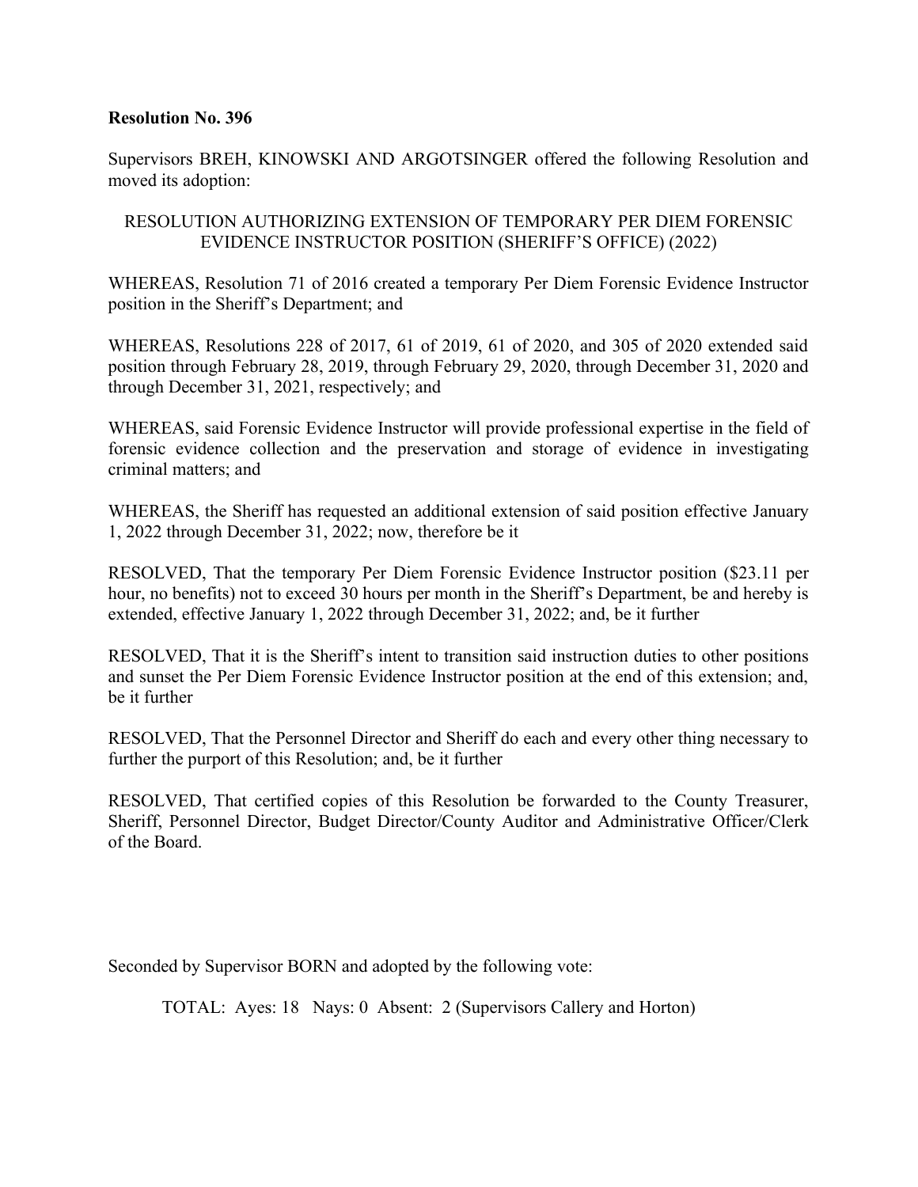**Resolution No. 396**

Supervisors BREH, KINOWSKI AND ARGOTSINGER offered the following Resolution and moved its adoption:

RESOLUTION AUTHORIZING EXTENSION OF TEMPORARY PER DIEM FORENSIC EVIDENCE INSTRUCTOR POSITION (SHERIFF'S OFFICE) (2022)

WHEREAS, Resolution 71 of 2016 created a temporary Per Diem Forensic Evidence Instructor position in the Sheriff's Department; and

WHEREAS, Resolutions 228 of 2017, 61 of 2019, 61 of 2020, and 305 of 2020 extended said position through February 28, 2019, through February 29, 2020, through December 31, 2020 and through December 31, 2021, respectively; and

WHEREAS, said Forensic Evidence Instructor will provide professional expertise in the field of forensic evidence collection and the preservation and storage of evidence in investigating criminal matters; and

WHEREAS, the Sheriff has requested an additional extension of said position effective January 1, 2022 through December 31, 2022; now, therefore be it

RESOLVED, That the temporary Per Diem Forensic Evidence Instructor position ($23.11 per hour, no benefits) not to exceed 30 hours per month in the Sheriff's Department, be and hereby is extended, effective January 1, 2022 through December 31, 2022; and, be it further

RESOLVED, That it is the Sheriff's intent to transition said instruction duties to other positions and sunset the Per Diem Forensic Evidence Instructor position at the end of this extension; and, be it further

RESOLVED, That the Personnel Director and Sheriff do each and every other thing necessary to further the purport of this Resolution; and, be it further

RESOLVED, That certified copies of this Resolution be forwarded to the County Treasurer, Sheriff, Personnel Director, Budget Director/County Auditor and Administrative Officer/Clerk of the Board.

Seconded by Supervisor BORN and adopted by the following vote:

TOTAL: Ayes: 18 Nays: 0 Absent: 2 (Supervisors Callery and Horton)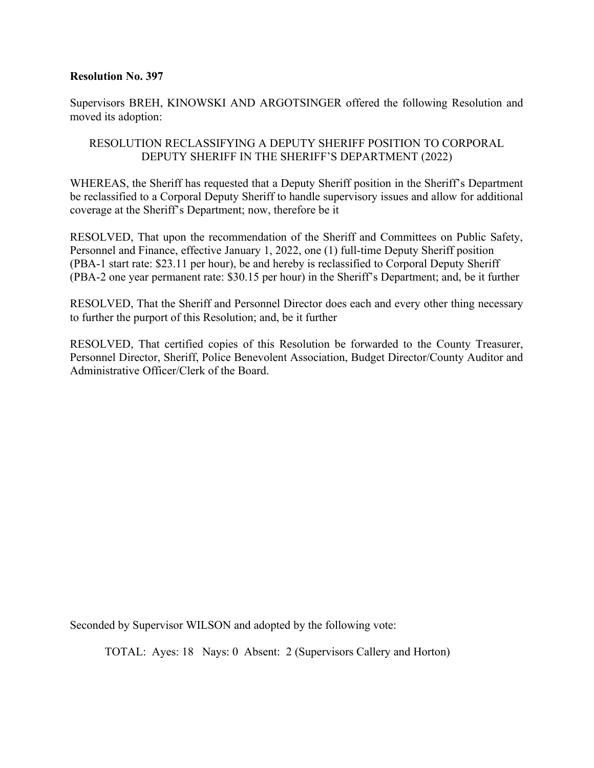**Resolution No. 397**

Supervisors BREH, KINOWSKI AND ARGOTSINGER offered the following Resolution and moved its adoption:

RESOLUTION RECLASSIFYING A DEPUTY SHERIFF POSITION TO CORPORAL DEPUTY SHERIFF IN THE SHERIFF'S DEPARTMENT (2022)

WHEREAS, the Sheriff has requested that a Deputy Sheriff position in the Sheriff's Department be reclassified to a Corporal Deputy Sheriff to handle supervisory issues and allow for additional coverage at the Sheriff's Department; now, therefore be it

RESOLVED, That upon the recommendation of the Sheriff and Committees on Public Safety, Personnel and Finance, effective January 1, 2022, one (1) full-time Deputy Sheriff position (PBA-1 start rate: $23.11 per hour), be and hereby is reclassified to Corporal Deputy Sheriff (PBA-2 one year permanent rate: $30.15 per hour) in the Sheriff's Department; and, be it further

RESOLVED, That the Sheriff and Personnel Director does each and every other thing necessary to further the purport of this Resolution; and, be it further

RESOLVED, That certified copies of this Resolution be forwarded to the County Treasurer, Personnel Director, Sheriff, Police Benevolent Association, Budget Director/County Auditor and Administrative Officer/Clerk of the Board.

Seconded by Supervisor WILSON and adopted by the following vote:

TOTAL: Ayes: 18 Nays: 0 Absent: 2 (Supervisors Callery and Horton)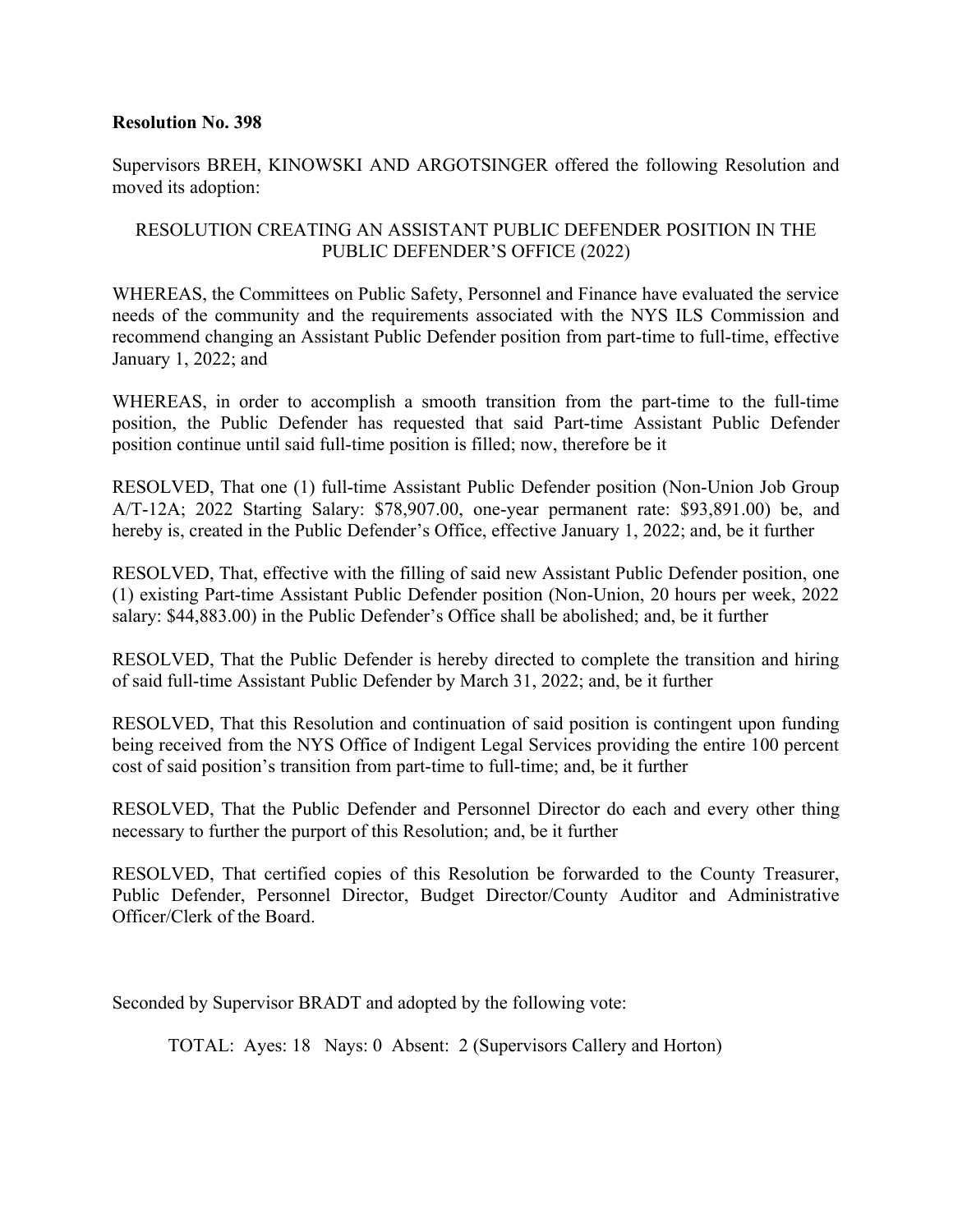**Resolution No. 398**

Supervisors BREH, KINOWSKI AND ARGOTSINGER offered the following Resolution and moved its adoption:

RESOLUTION CREATING AN ASSISTANT PUBLIC DEFENDER POSITION IN THE PUBLIC DEFENDER'S OFFICE (2022)

WHEREAS, the Committees on Public Safety, Personnel and Finance have evaluated the service needs of the community and the requirements associated with the NYS ILS Commission and recommend changing an Assistant Public Defender position from part-time to full-time, effective January 1, 2022; and

WHEREAS, in order to accomplish a smooth transition from the part-time to the full-time position, the Public Defender has requested that said Part-time Assistant Public Defender position continue until said full-time position is filled; now, therefore be it

RESOLVED, That one (1) full-time Assistant Public Defender position (Non-Union Job Group A/T-12A; 2022 Starting Salary: $78,907.00, one-year permanent rate: $93,891.00) be, and hereby is, created in the Public Defender's Office, effective January 1, 2022; and, be it further

RESOLVED, That, effective with the filling of said new Assistant Public Defender position, one (1) existing Part-time Assistant Public Defender position (Non-Union, 20 hours per week, 2022 salary: $44,883.00) in the Public Defender's Office shall be abolished; and, be it further

RESOLVED, That the Public Defender is hereby directed to complete the transition and hiring of said full-time Assistant Public Defender by March 31, 2022; and, be it further

RESOLVED, That this Resolution and continuation of said position is contingent upon funding being received from the NYS Office of Indigent Legal Services providing the entire 100 percent cost of said position's transition from part-time to full-time; and, be it further

RESOLVED, That the Public Defender and Personnel Director do each and every other thing necessary to further the purport of this Resolution; and, be it further

RESOLVED, That certified copies of this Resolution be forwarded to the County Treasurer, Public Defender, Personnel Director, Budget Director/County Auditor and Administrative Officer/Clerk of the Board.

Seconded by Supervisor BRADT and adopted by the following vote:

TOTAL: Ayes: 18 Nays: 0 Absent: 2 (Supervisors Callery and Horton)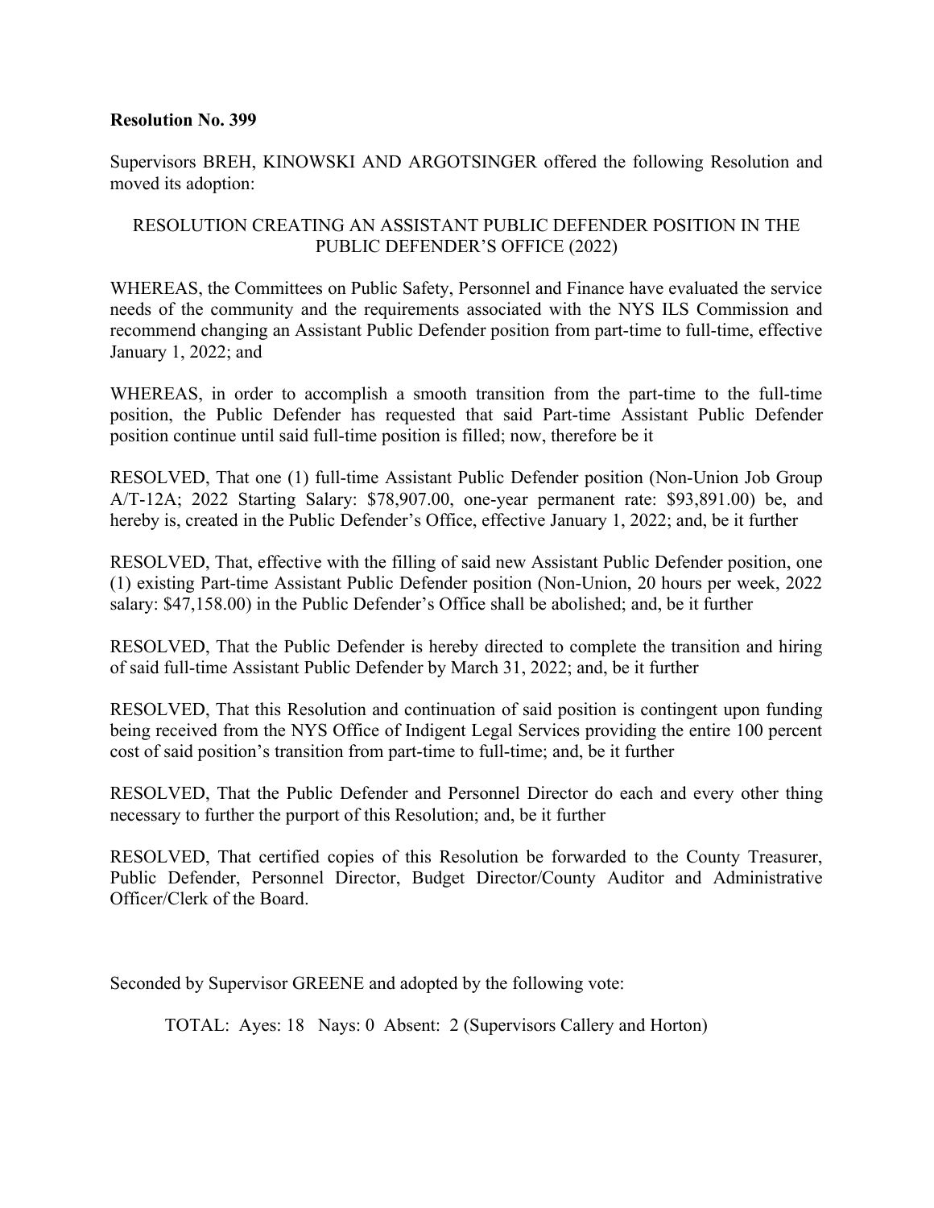**Resolution No. 399**

Supervisors BREH, KINOWSKI AND ARGOTSINGER offered the following Resolution and moved its adoption:

RESOLUTION CREATING AN ASSISTANT PUBLIC DEFENDER POSITION IN THE PUBLIC DEFENDER'S OFFICE (2022)

WHEREAS, the Committees on Public Safety, Personnel and Finance have evaluated the service needs of the community and the requirements associated with the NYS ILS Commission and recommend changing an Assistant Public Defender position from part-time to full-time, effective January 1, 2022; and

WHEREAS, in order to accomplish a smooth transition from the part-time to the full-time position, the Public Defender has requested that said Part-time Assistant Public Defender position continue until said full-time position is filled; now, therefore be it

RESOLVED, That one (1) full-time Assistant Public Defender position (Non-Union Job Group A/T-12A; 2022 Starting Salary: $78,907.00, one-year permanent rate: $93,891.00) be, and hereby is, created in the Public Defender's Office, effective January 1, 2022; and, be it further

RESOLVED, That, effective with the filling of said new Assistant Public Defender position, one (1) existing Part-time Assistant Public Defender position (Non-Union, 20 hours per week, 2022 salary: $47,158.00) in the Public Defender's Office shall be abolished; and, be it further

RESOLVED, That the Public Defender is hereby directed to complete the transition and hiring of said full-time Assistant Public Defender by March 31, 2022; and, be it further

RESOLVED, That this Resolution and continuation of said position is contingent upon funding being received from the NYS Office of Indigent Legal Services providing the entire 100 percent cost of said position's transition from part-time to full-time; and, be it further

RESOLVED, That the Public Defender and Personnel Director do each and every other thing necessary to further the purport of this Resolution; and, be it further

RESOLVED, That certified copies of this Resolution be forwarded to the County Treasurer, Public Defender, Personnel Director, Budget Director/County Auditor and Administrative Officer/Clerk of the Board.

Seconded by Supervisor GREENE and adopted by the following vote:

TOTAL: Ayes: 18 Nays: 0 Absent: 2 (Supervisors Callery and Horton)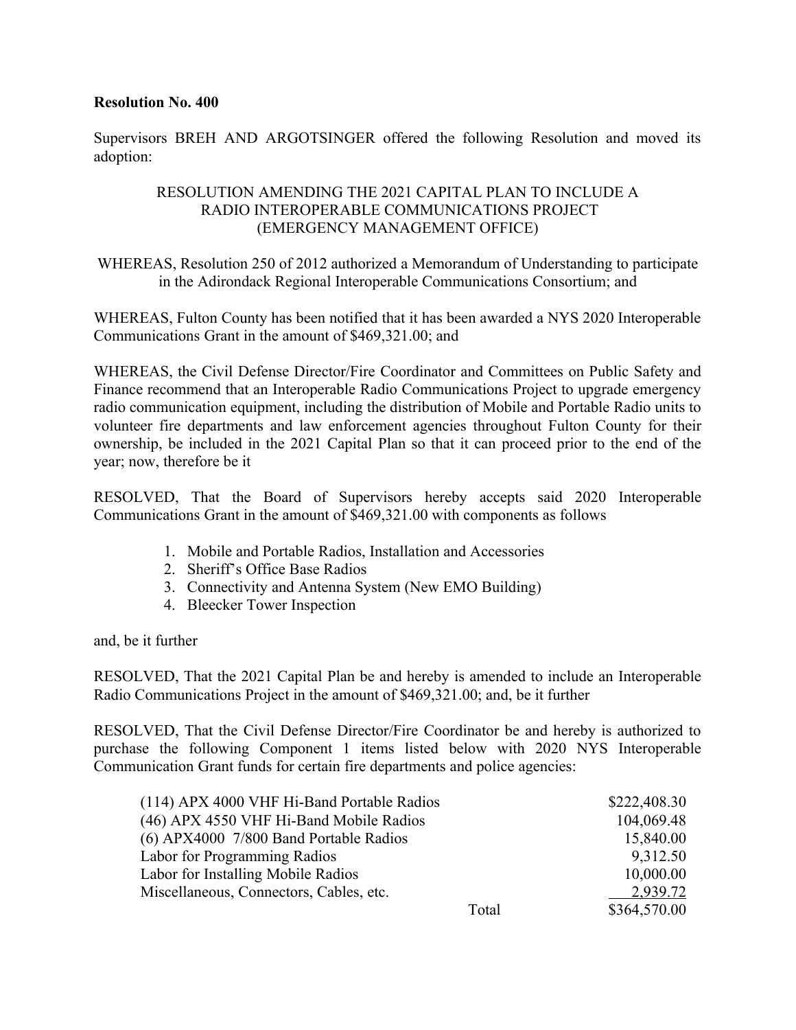**Resolution No. 400**

Supervisors BREH AND ARGOTSINGER offered the following Resolution and moved its adoption:

RESOLUTION AMENDING THE 2021 CAPITAL PLAN TO INCLUDE A RADIO INTEROPERABLE COMMUNICATIONS PROJECT (EMERGENCY MANAGEMENT OFFICE)

WHEREAS, Resolution 250 of 2012 authorized a Memorandum of Understanding to participate in the Adirondack Regional Interoperable Communications Consortium; and

WHEREAS, Fulton County has been notified that it has been awarded a NYS 2020 Interoperable Communications Grant in the amount of $469,321.00; and

WHEREAS, the Civil Defense Director/Fire Coordinator and Committees on Public Safety and Finance recommend that an Interoperable Radio Communications Project to upgrade emergency radio communication equipment, including the distribution of Mobile and Portable Radio units to volunteer fire departments and law enforcement agencies throughout Fulton County for their ownership, be included in the 2021 Capital Plan so that it can proceed prior to the end of the year; now, therefore be it

RESOLVED, That the Board of Supervisors hereby accepts said 2020 Interoperable Communications Grant in the amount of $469,321.00 with components as follows

1. Mobile and Portable Radios, Installation and Accessories
2. Sheriff's Office Base Radios
3. Connectivity and Antenna System (New EMO Building)
4. Bleecker Tower Inspection

and, be it further

RESOLVED, That the 2021 Capital Plan be and hereby is amended to include an Interoperable Radio Communications Project in the amount of $469,321.00; and, be it further

RESOLVED, That the Civil Defense Director/Fire Coordinator be and hereby is authorized to purchase the following Component 1 items listed below with 2020 NYS Interoperable Communication Grant funds for certain fire departments and police agencies:

| Item | | Amount |
|---|---|---|
| (114) APX 4000 VHF Hi-Band Portable Radios | | $222,408.30 |
| (46) APX 4550 VHF Hi-Band Mobile Radios | | 104,069.48 |
| (6) APX4000 7/800 Band Portable Radios | | 15,840.00 |
| Labor for Programming Radios | | 9,312.50 |
| Labor for Installing Mobile Radios | | 10,000.00 |
| Miscellaneous, Connectors, Cables, etc. | | 2,939.72 |
| | Total | $364,570.00 |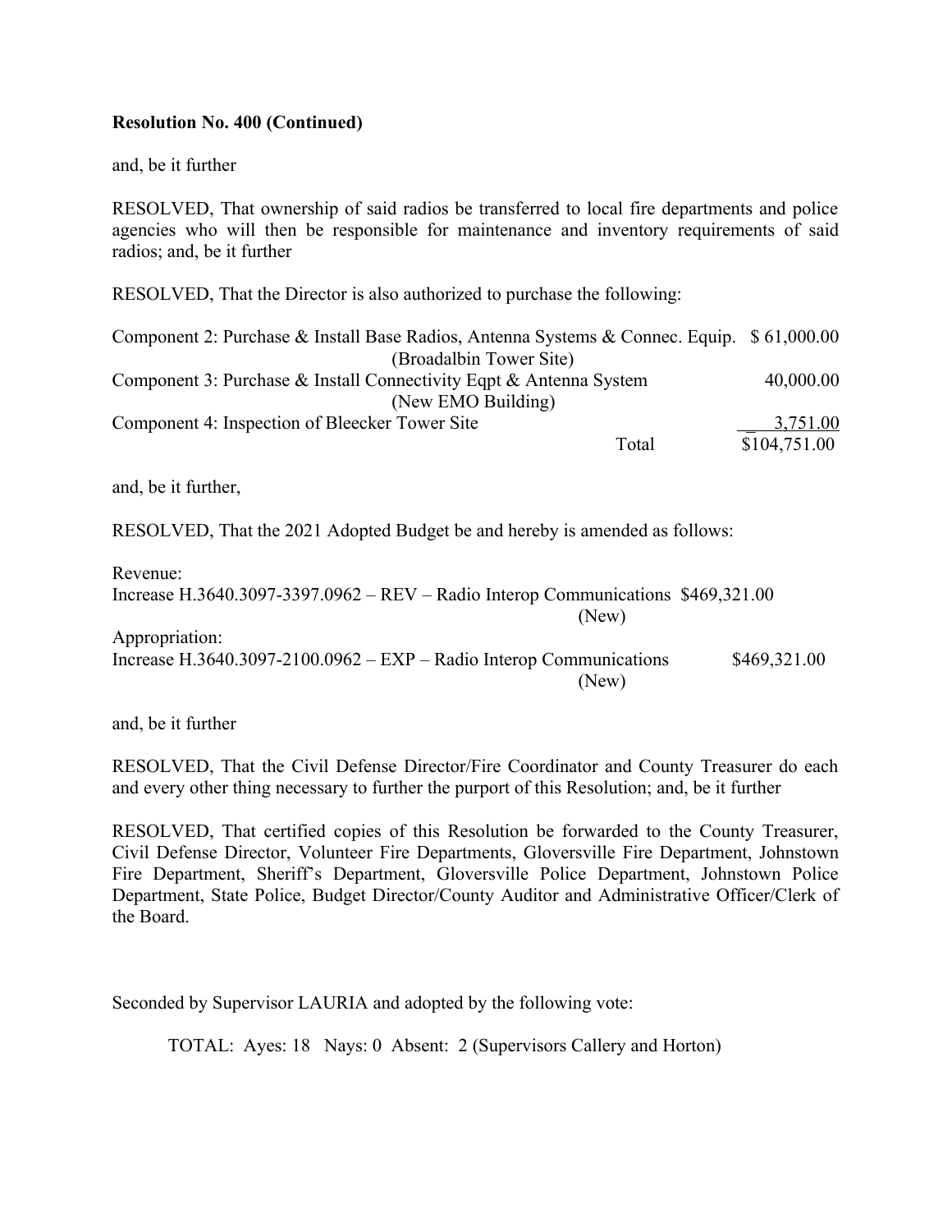**Resolution No. 400 (Continued)**

and, be it further

RESOLVED, That ownership of said radios be transferred to local fire departments and police agencies who will then be responsible for maintenance and inventory requirements of said radios; and, be it further

RESOLVED, That the Director is also authorized to purchase the following:

| | |
|---|---|
| Component 2: Purchase & Install Base Radios, Antenna Systems & Connec. Equip. (Broadalbin Tower Site) | $ 61,000.00 |
| Component 3: Purchase & Install Connectivity Eqpt & Antenna System (New EMO Building) | 40,000.00 |
| Component 4: Inspection of Bleecker Tower Site | 3,751.00 |
| Total | $104,751.00 |

and, be it further,

RESOLVED, That the 2021 Adopted Budget be and hereby is amended as follows:

Revenue:
Increase H.3640.3097-3397.0962 – REV – Radio Interop Communications (New) $469,321.00

Appropriation:
Increase H.3640.3097-2100.0962 – EXP – Radio Interop Communications (New) $469,321.00

and, be it further

RESOLVED, That the Civil Defense Director/Fire Coordinator and County Treasurer do each and every other thing necessary to further the purport of this Resolution; and, be it further

RESOLVED, That certified copies of this Resolution be forwarded to the County Treasurer, Civil Defense Director, Volunteer Fire Departments, Gloversville Fire Department, Johnstown Fire Department, Sheriff's Department, Gloversville Police Department, Johnstown Police Department, State Police, Budget Director/County Auditor and Administrative Officer/Clerk of the Board.

Seconded by Supervisor LAURIA and adopted by the following vote:

TOTAL: Ayes: 18 Nays: 0 Absent: 2 (Supervisors Callery and Horton)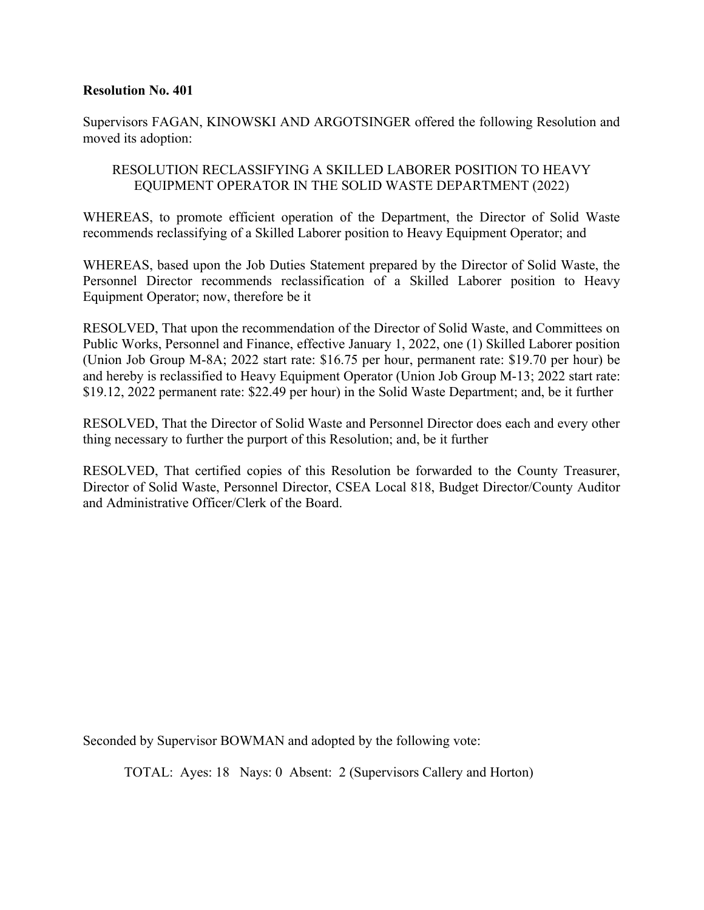**Resolution No. 401**

Supervisors FAGAN, KINOWSKI AND ARGOTSINGER offered the following Resolution and moved its adoption:

RESOLUTION RECLASSIFYING A SKILLED LABORER POSITION TO HEAVY EQUIPMENT OPERATOR IN THE SOLID WASTE DEPARTMENT (2022)

WHEREAS, to promote efficient operation of the Department, the Director of Solid Waste recommends reclassifying of a Skilled Laborer position to Heavy Equipment Operator; and

WHEREAS, based upon the Job Duties Statement prepared by the Director of Solid Waste, the Personnel Director recommends reclassification of a Skilled Laborer position to Heavy Equipment Operator; now, therefore be it

RESOLVED, That upon the recommendation of the Director of Solid Waste, and Committees on Public Works, Personnel and Finance, effective January 1, 2022, one (1) Skilled Laborer position (Union Job Group M-8A; 2022 start rate: $16.75 per hour, permanent rate: $19.70 per hour) be and hereby is reclassified to Heavy Equipment Operator (Union Job Group M-13; 2022 start rate: $19.12, 2022 permanent rate: $22.49 per hour) in the Solid Waste Department; and, be it further

RESOLVED, That the Director of Solid Waste and Personnel Director does each and every other thing necessary to further the purport of this Resolution; and, be it further

RESOLVED, That certified copies of this Resolution be forwarded to the County Treasurer, Director of Solid Waste, Personnel Director, CSEA Local 818, Budget Director/County Auditor and Administrative Officer/Clerk of the Board.

Seconded by Supervisor BOWMAN and adopted by the following vote:

TOTAL: Ayes: 18 Nays: 0 Absent: 2 (Supervisors Callery and Horton)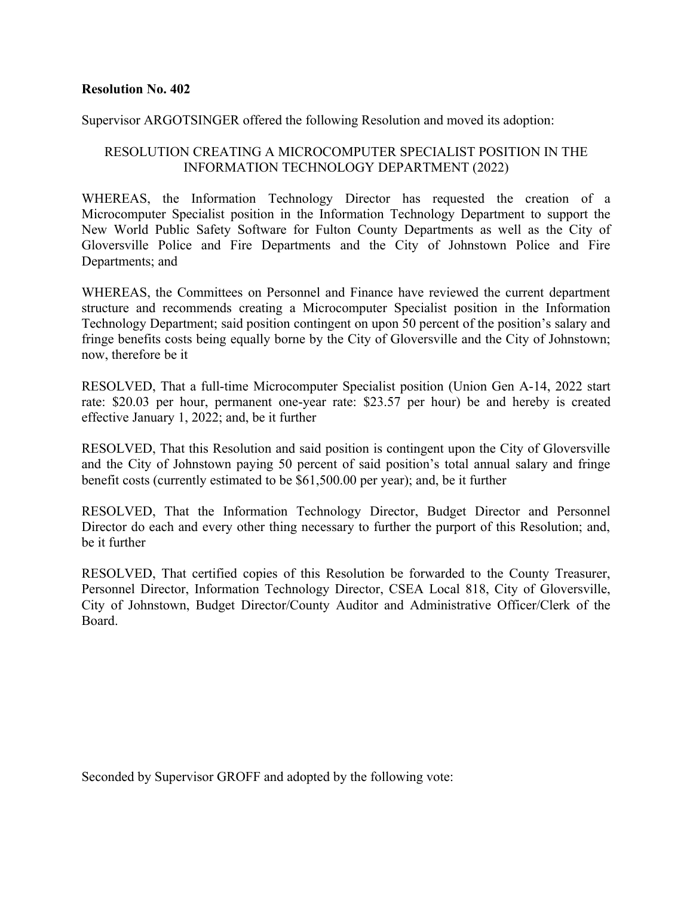**Resolution No. 402**

Supervisor ARGOTSINGER offered the following Resolution and moved its adoption:

RESOLUTION CREATING A MICROCOMPUTER SPECIALIST POSITION IN THE INFORMATION TECHNOLOGY DEPARTMENT (2022)

WHEREAS, the Information Technology Director has requested the creation of a Microcomputer Specialist position in the Information Technology Department to support the New World Public Safety Software for Fulton County Departments as well as the City of Gloversville Police and Fire Departments and the City of Johnstown Police and Fire Departments; and

WHEREAS, the Committees on Personnel and Finance have reviewed the current department structure and recommends creating a Microcomputer Specialist position in the Information Technology Department; said position contingent on upon 50 percent of the position's salary and fringe benefits costs being equally borne by the City of Gloversville and the City of Johnstown; now, therefore be it

RESOLVED, That a full-time Microcomputer Specialist position (Union Gen A-14, 2022 start rate: $20.03 per hour, permanent one-year rate: $23.57 per hour) be and hereby is created effective January 1, 2022; and, be it further

RESOLVED, That this Resolution and said position is contingent upon the City of Gloversville and the City of Johnstown paying 50 percent of said position's total annual salary and fringe benefit costs (currently estimated to be $61,500.00 per year); and, be it further

RESOLVED, That the Information Technology Director, Budget Director and Personnel Director do each and every other thing necessary to further the purport of this Resolution; and, be it further

RESOLVED, That certified copies of this Resolution be forwarded to the County Treasurer, Personnel Director, Information Technology Director, CSEA Local 818, City of Gloversville, City of Johnstown, Budget Director/County Auditor and Administrative Officer/Clerk of the Board.

Seconded by Supervisor GROFF and adopted by the following vote: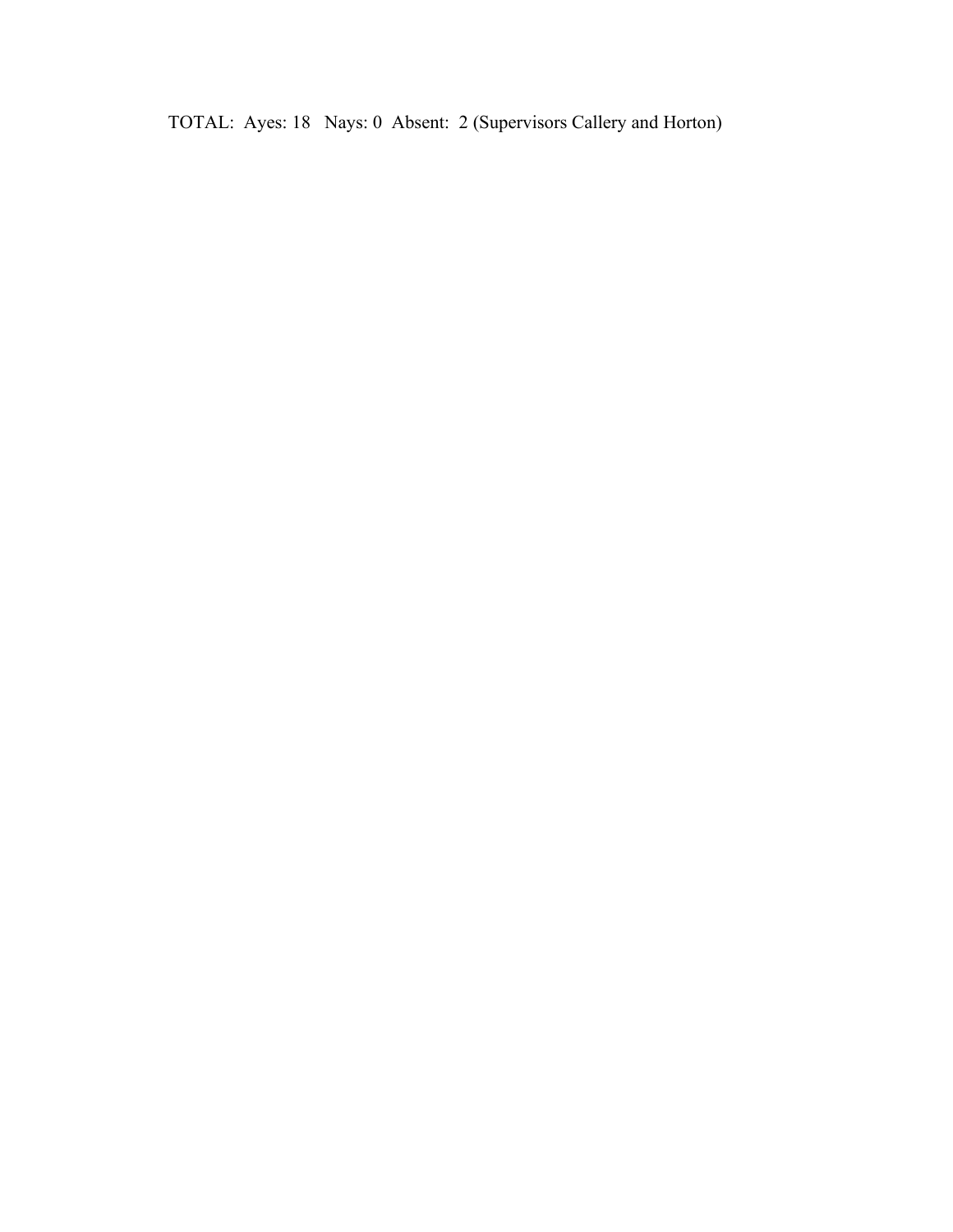TOTAL: Ayes: 18 Nays: 0 Absent: 2 (Supervisors Callery and Horton)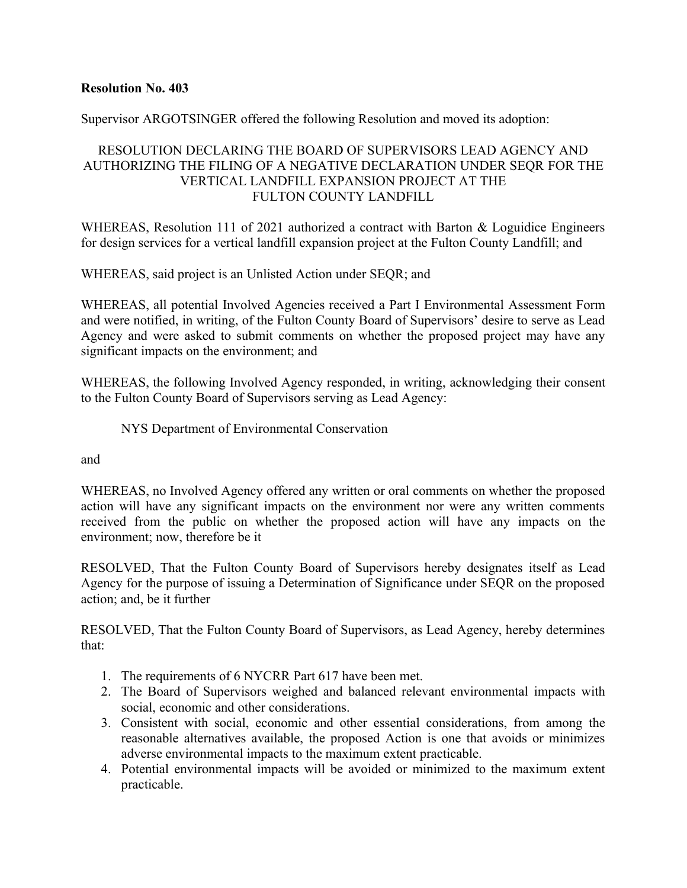**Resolution No. 403**

Supervisor ARGOTSINGER offered the following Resolution and moved its adoption:

RESOLUTION DECLARING THE BOARD OF SUPERVISORS LEAD AGENCY AND AUTHORIZING THE FILING OF A NEGATIVE DECLARATION UNDER SEQR FOR THE VERTICAL LANDFILL EXPANSION PROJECT AT THE FULTON COUNTY LANDFILL

WHEREAS, Resolution 111 of 2021 authorized a contract with Barton & Loguidice Engineers for design services for a vertical landfill expansion project at the Fulton County Landfill; and

WHEREAS, said project is an Unlisted Action under SEQR; and

WHEREAS, all potential Involved Agencies received a Part I Environmental Assessment Form and were notified, in writing, of the Fulton County Board of Supervisors' desire to serve as Lead Agency and were asked to submit comments on whether the proposed project may have any significant impacts on the environment; and

WHEREAS, the following Involved Agency responded, in writing, acknowledging their consent to the Fulton County Board of Supervisors serving as Lead Agency:

NYS Department of Environmental Conservation

and

WHEREAS, no Involved Agency offered any written or oral comments on whether the proposed action will have any significant impacts on the environment nor were any written comments received from the public on whether the proposed action will have any impacts on the environment; now, therefore be it

RESOLVED, That the Fulton County Board of Supervisors hereby designates itself as Lead Agency for the purpose of issuing a Determination of Significance under SEQR on the proposed action; and, be it further

RESOLVED, That the Fulton County Board of Supervisors, as Lead Agency, hereby determines that:

1. The requirements of 6 NYCRR Part 617 have been met.
2. The Board of Supervisors weighed and balanced relevant environmental impacts with social, economic and other considerations.
3. Consistent with social, economic and other essential considerations, from among the reasonable alternatives available, the proposed Action is one that avoids or minimizes adverse environmental impacts to the maximum extent practicable.
4. Potential environmental impacts will be avoided or minimized to the maximum extent practicable.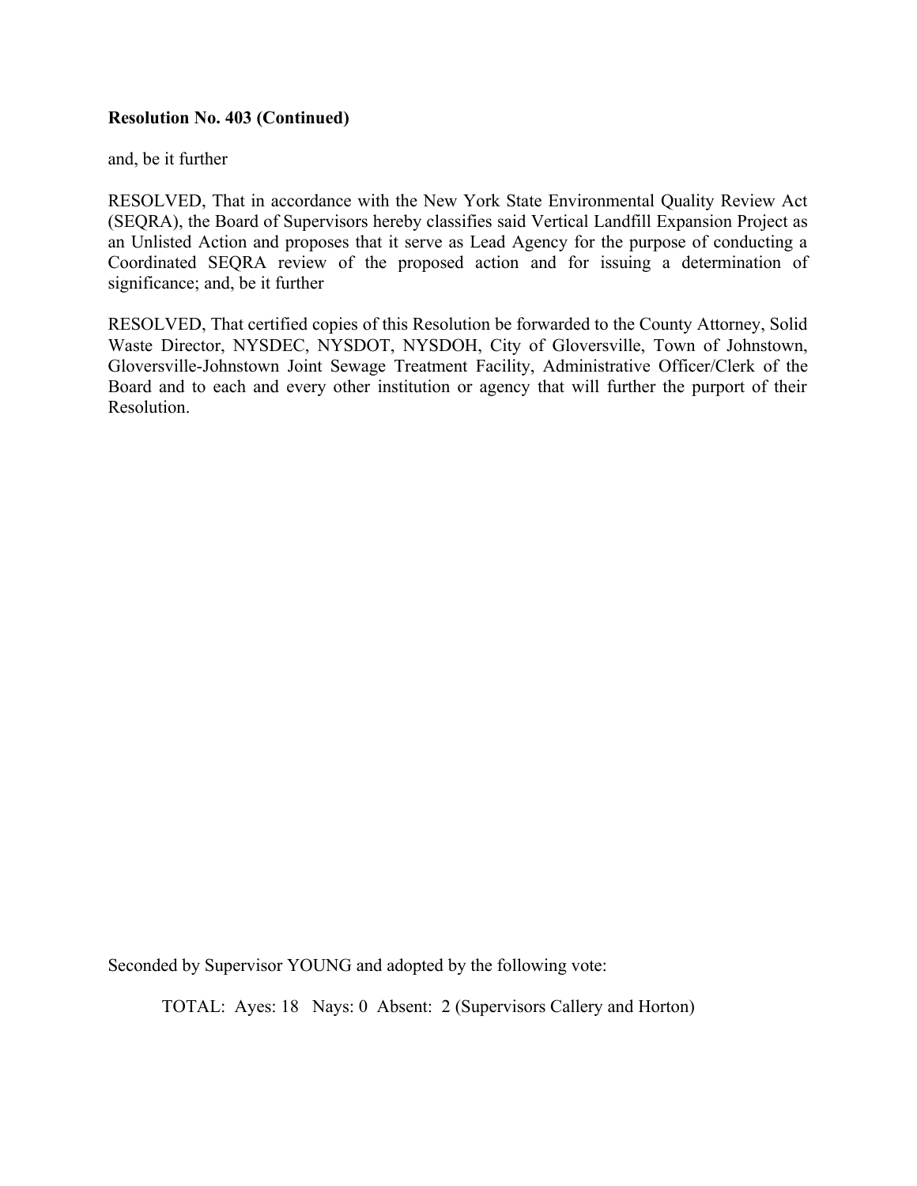**Resolution No. 403 (Continued)**

and, be it further

RESOLVED, That in accordance with the New York State Environmental Quality Review Act (SEQRA), the Board of Supervisors hereby classifies said Vertical Landfill Expansion Project as an Unlisted Action and proposes that it serve as Lead Agency for the purpose of conducting a Coordinated SEQRA review of the proposed action and for issuing a determination of significance; and, be it further

RESOLVED, That certified copies of this Resolution be forwarded to the County Attorney, Solid Waste Director, NYSDEC, NYSDOT, NYSDOH, City of Gloversville, Town of Johnstown, Gloversville-Johnstown Joint Sewage Treatment Facility, Administrative Officer/Clerk of the Board and to each and every other institution or agency that will further the purport of their Resolution.

Seconded by Supervisor YOUNG and adopted by the following vote:

TOTAL: Ayes: 18 Nays: 0 Absent: 2 (Supervisors Callery and Horton)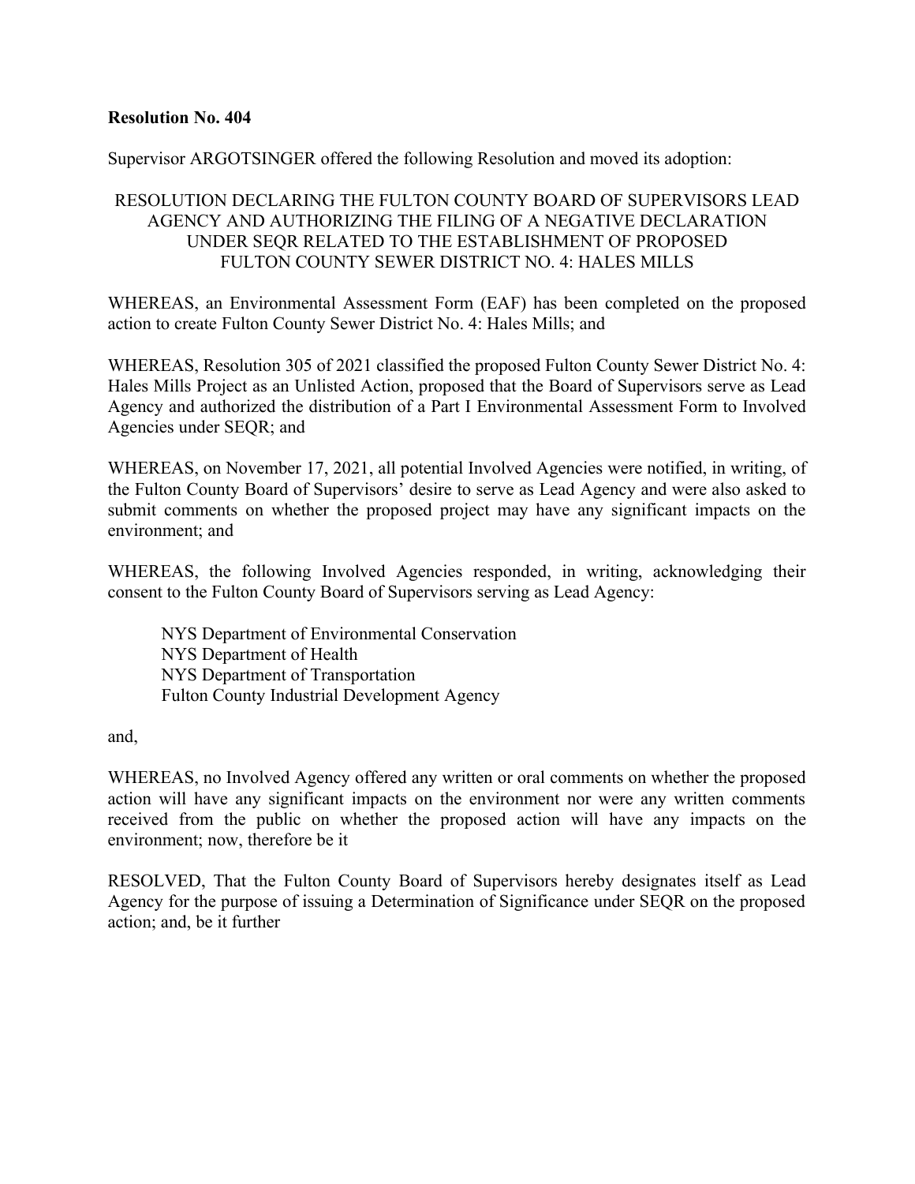**Resolution No. 404**

Supervisor ARGOTSINGER offered the following Resolution and moved its adoption:

RESOLUTION DECLARING THE FULTON COUNTY BOARD OF SUPERVISORS LEAD AGENCY AND AUTHORIZING THE FILING OF A NEGATIVE DECLARATION UNDER SEQR RELATED TO THE ESTABLISHMENT OF PROPOSED FULTON COUNTY SEWER DISTRICT NO. 4: HALES MILLS

WHEREAS, an Environmental Assessment Form (EAF) has been completed on the proposed action to create Fulton County Sewer District No. 4: Hales Mills; and

WHEREAS, Resolution 305 of 2021 classified the proposed Fulton County Sewer District No. 4: Hales Mills Project as an Unlisted Action, proposed that the Board of Supervisors serve as Lead Agency and authorized the distribution of a Part I Environmental Assessment Form to Involved Agencies under SEQR; and

WHEREAS, on November 17, 2021, all potential Involved Agencies were notified, in writing, of the Fulton County Board of Supervisors' desire to serve as Lead Agency and were also asked to submit comments on whether the proposed project may have any significant impacts on the environment; and

WHEREAS, the following Involved Agencies responded, in writing, acknowledging their consent to the Fulton County Board of Supervisors serving as Lead Agency:

NYS Department of Environmental Conservation
NYS Department of Health
NYS Department of Transportation
Fulton County Industrial Development Agency

and,

WHEREAS, no Involved Agency offered any written or oral comments on whether the proposed action will have any significant impacts on the environment nor were any written comments received from the public on whether the proposed action will have any impacts on the environment; now, therefore be it

RESOLVED, That the Fulton County Board of Supervisors hereby designates itself as Lead Agency for the purpose of issuing a Determination of Significance under SEQR on the proposed action; and, be it further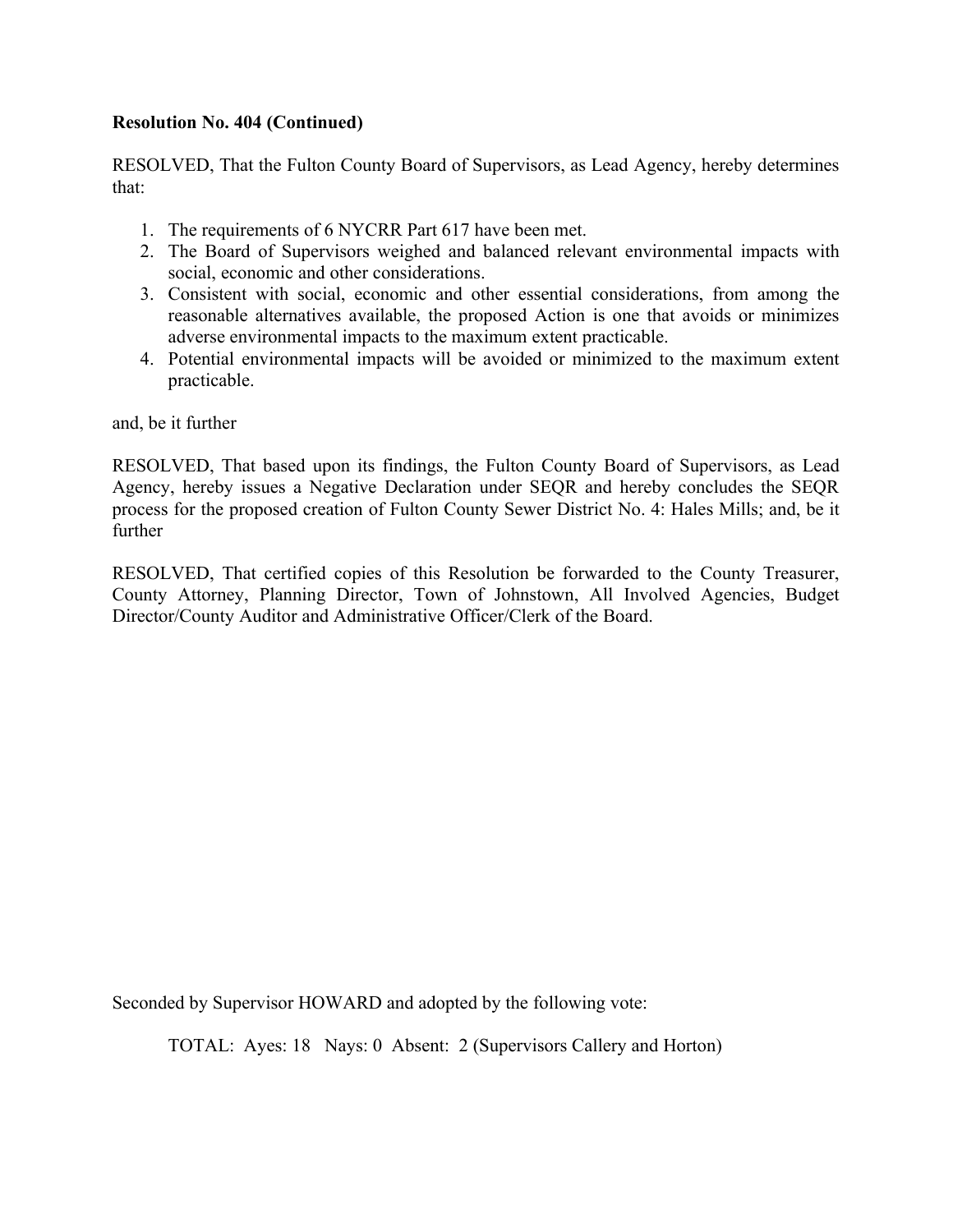**Resolution No. 404 (Continued)**

RESOLVED, That the Fulton County Board of Supervisors, as Lead Agency, hereby determines that:

1. The requirements of 6 NYCRR Part 617 have been met.
2. The Board of Supervisors weighed and balanced relevant environmental impacts with social, economic and other considerations.
3. Consistent with social, economic and other essential considerations, from among the reasonable alternatives available, the proposed Action is one that avoids or minimizes adverse environmental impacts to the maximum extent practicable.
4. Potential environmental impacts will be avoided or minimized to the maximum extent practicable.

and, be it further

RESOLVED, That based upon its findings, the Fulton County Board of Supervisors, as Lead Agency, hereby issues a Negative Declaration under SEQR and hereby concludes the SEQR process for the proposed creation of Fulton County Sewer District No. 4: Hales Mills; and, be it further

RESOLVED, That certified copies of this Resolution be forwarded to the County Treasurer, County Attorney, Planning Director, Town of Johnstown, All Involved Agencies, Budget Director/County Auditor and Administrative Officer/Clerk of the Board.

Seconded by Supervisor HOWARD and adopted by the following vote:

TOTAL: Ayes: 18 Nays: 0 Absent: 2 (Supervisors Callery and Horton)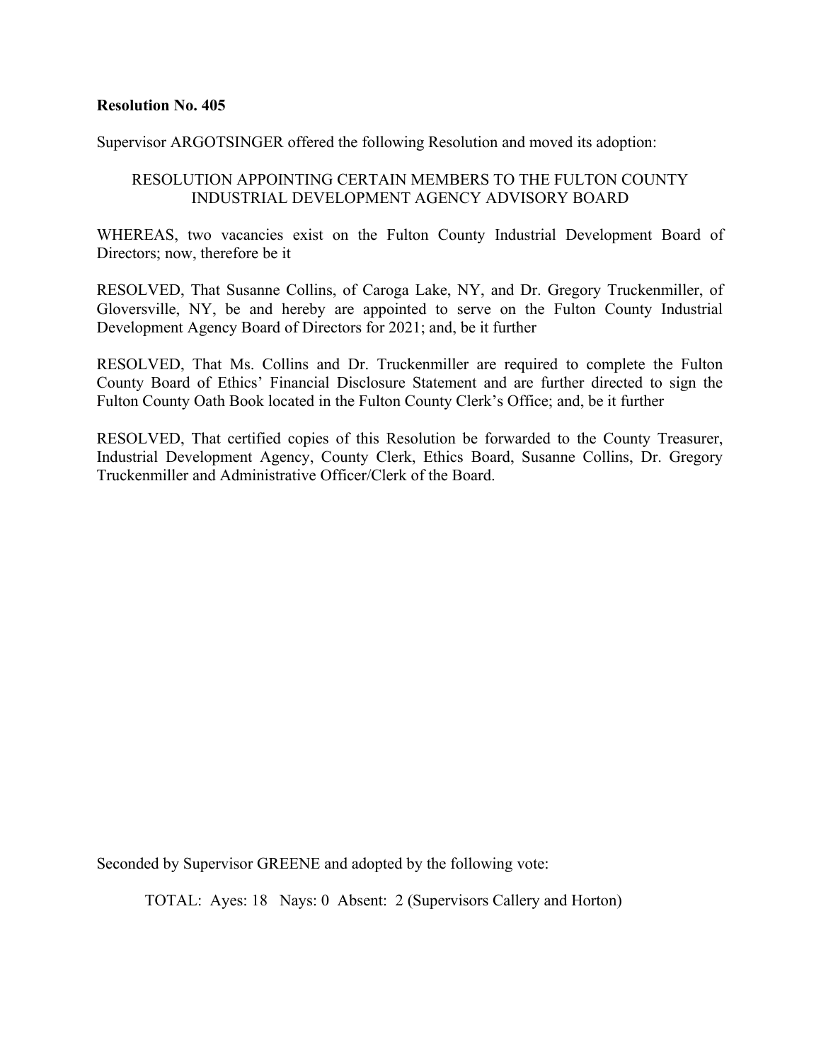**Resolution No. 405**

Supervisor ARGOTSINGER offered the following Resolution and moved its adoption:

RESOLUTION APPOINTING CERTAIN MEMBERS TO THE FULTON COUNTY INDUSTRIAL DEVELOPMENT AGENCY ADVISORY BOARD

WHEREAS, two vacancies exist on the Fulton County Industrial Development Board of Directors; now, therefore be it

RESOLVED, That Susanne Collins, of Caroga Lake, NY, and Dr. Gregory Truckenmiller, of Gloversville, NY, be and hereby are appointed to serve on the Fulton County Industrial Development Agency Board of Directors for 2021; and, be it further

RESOLVED, That Ms. Collins and Dr. Truckenmiller are required to complete the Fulton County Board of Ethics' Financial Disclosure Statement and are further directed to sign the Fulton County Oath Book located in the Fulton County Clerk's Office; and, be it further

RESOLVED, That certified copies of this Resolution be forwarded to the County Treasurer, Industrial Development Agency, County Clerk, Ethics Board, Susanne Collins, Dr. Gregory Truckenmiller and Administrative Officer/Clerk of the Board.

Seconded by Supervisor GREENE and adopted by the following vote:

TOTAL: Ayes: 18 Nays: 0 Absent: 2 (Supervisors Callery and Horton)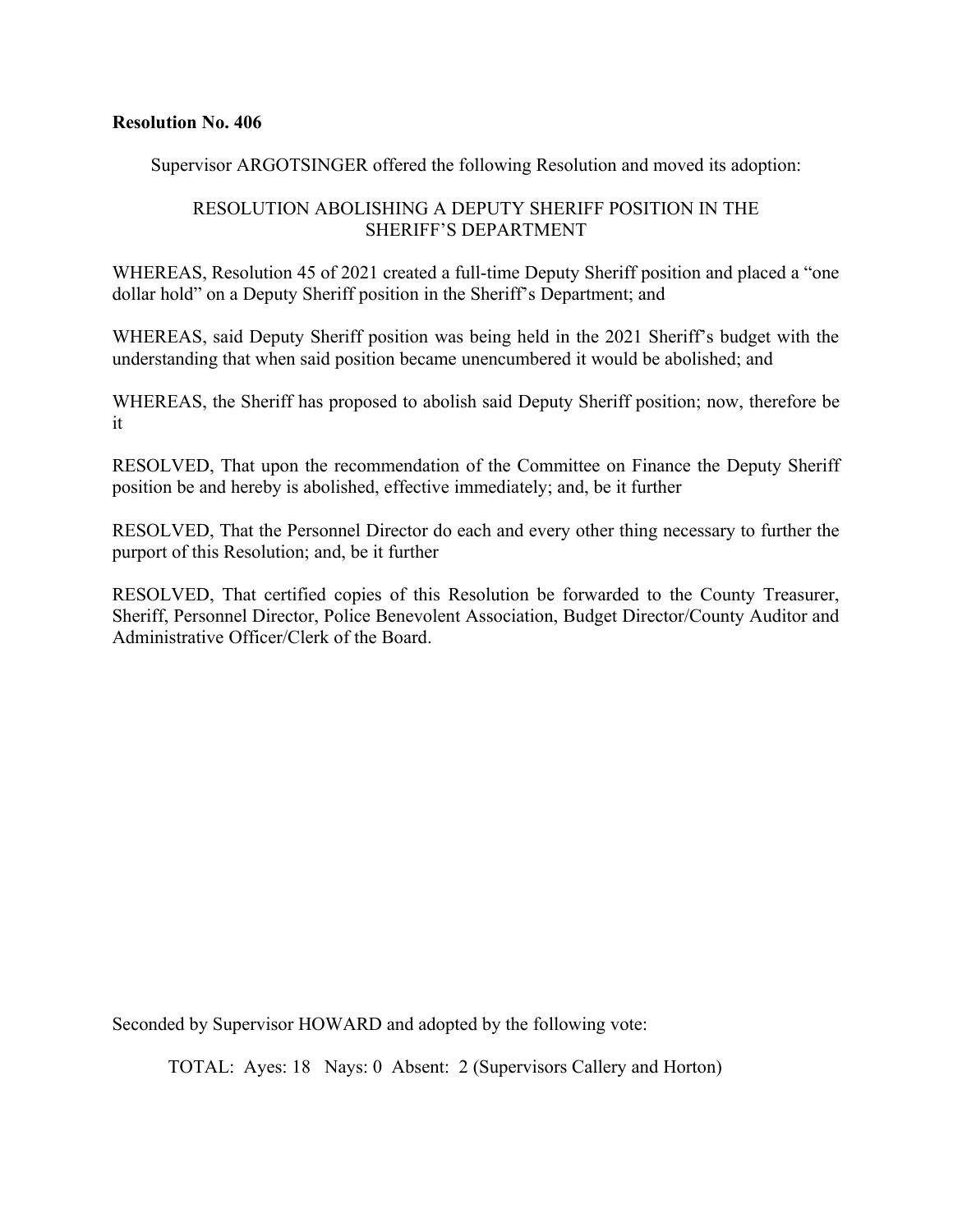**Resolution No. 406**

Supervisor ARGOTSINGER offered the following Resolution and moved its adoption:

RESOLUTION ABOLISHING A DEPUTY SHERIFF POSITION IN THE SHERIFF'S DEPARTMENT

WHEREAS, Resolution 45 of 2021 created a full-time Deputy Sheriff position and placed a "one dollar hold" on a Deputy Sheriff position in the Sheriff's Department; and

WHEREAS, said Deputy Sheriff position was being held in the 2021 Sheriff's budget with the understanding that when said position became unencumbered it would be abolished; and

WHEREAS, the Sheriff has proposed to abolish said Deputy Sheriff position; now, therefore be it

RESOLVED, That upon the recommendation of the Committee on Finance the Deputy Sheriff position be and hereby is abolished, effective immediately; and, be it further

RESOLVED, That the Personnel Director do each and every other thing necessary to further the purport of this Resolution; and, be it further

RESOLVED, That certified copies of this Resolution be forwarded to the County Treasurer, Sheriff, Personnel Director, Police Benevolent Association, Budget Director/County Auditor and Administrative Officer/Clerk of the Board.

Seconded by Supervisor HOWARD and adopted by the following vote:

TOTAL: Ayes: 18 Nays: 0 Absent: 2 (Supervisors Callery and Horton)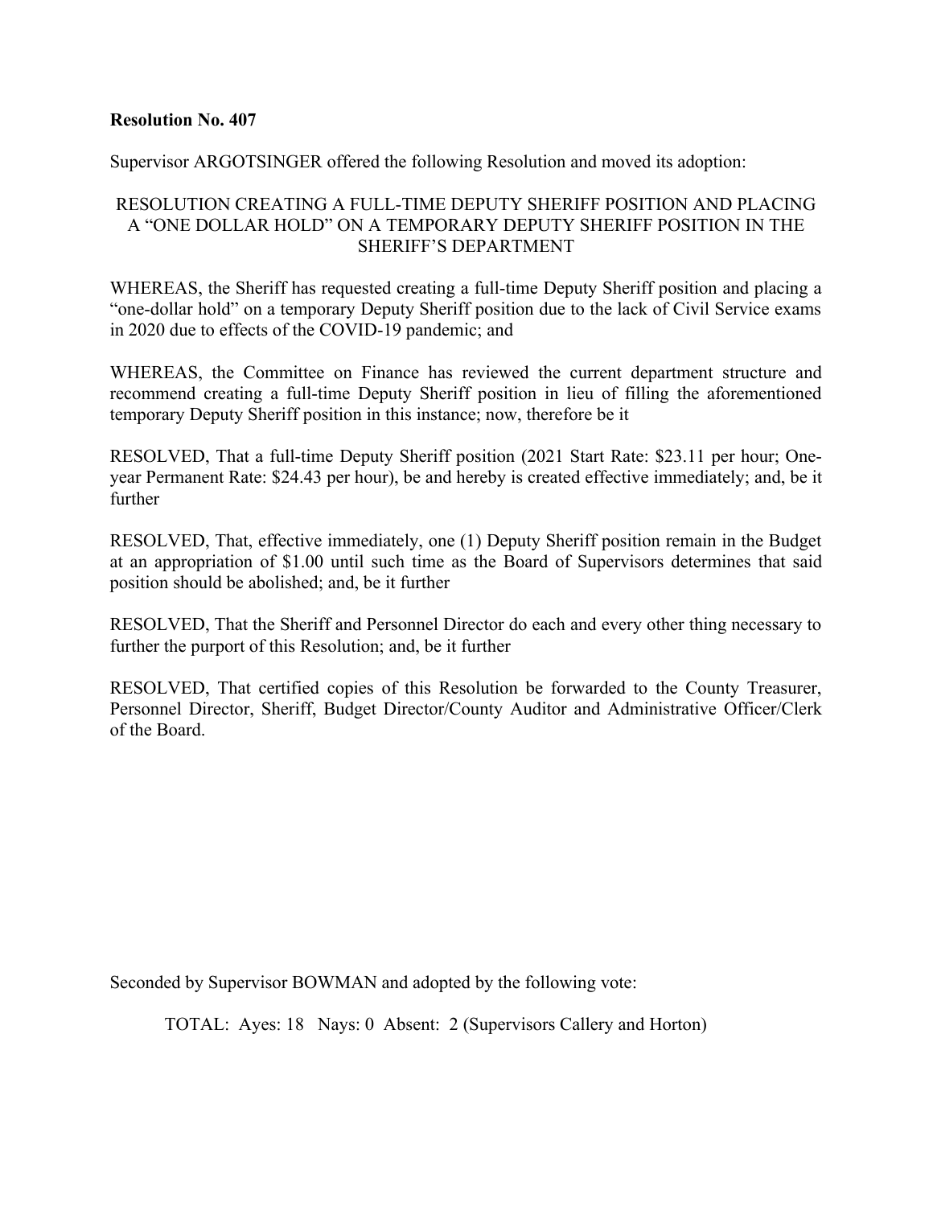**Resolution No. 407**

Supervisor ARGOTSINGER offered the following Resolution and moved its adoption:

RESOLUTION CREATING A FULL-TIME DEPUTY SHERIFF POSITION AND PLACING A "ONE DOLLAR HOLD" ON A TEMPORARY DEPUTY SHERIFF POSITION IN THE SHERIFF'S DEPARTMENT

WHEREAS, the Sheriff has requested creating a full-time Deputy Sheriff position and placing a "one-dollar hold" on a temporary Deputy Sheriff position due to the lack of Civil Service exams in 2020 due to effects of the COVID-19 pandemic; and

WHEREAS, the Committee on Finance has reviewed the current department structure and recommend creating a full-time Deputy Sheriff position in lieu of filling the aforementioned temporary Deputy Sheriff position in this instance; now, therefore be it

RESOLVED, That a full-time Deputy Sheriff position (2021 Start Rate: $23.11 per hour; One-year Permanent Rate: $24.43 per hour), be and hereby is created effective immediately; and, be it further

RESOLVED, That, effective immediately, one (1) Deputy Sheriff position remain in the Budget at an appropriation of $1.00 until such time as the Board of Supervisors determines that said position should be abolished; and, be it further

RESOLVED, That the Sheriff and Personnel Director do each and every other thing necessary to further the purport of this Resolution; and, be it further

RESOLVED, That certified copies of this Resolution be forwarded to the County Treasurer, Personnel Director, Sheriff, Budget Director/County Auditor and Administrative Officer/Clerk of the Board.

Seconded by Supervisor BOWMAN and adopted by the following vote:

TOTAL: Ayes: 18 Nays: 0 Absent: 2 (Supervisors Callery and Horton)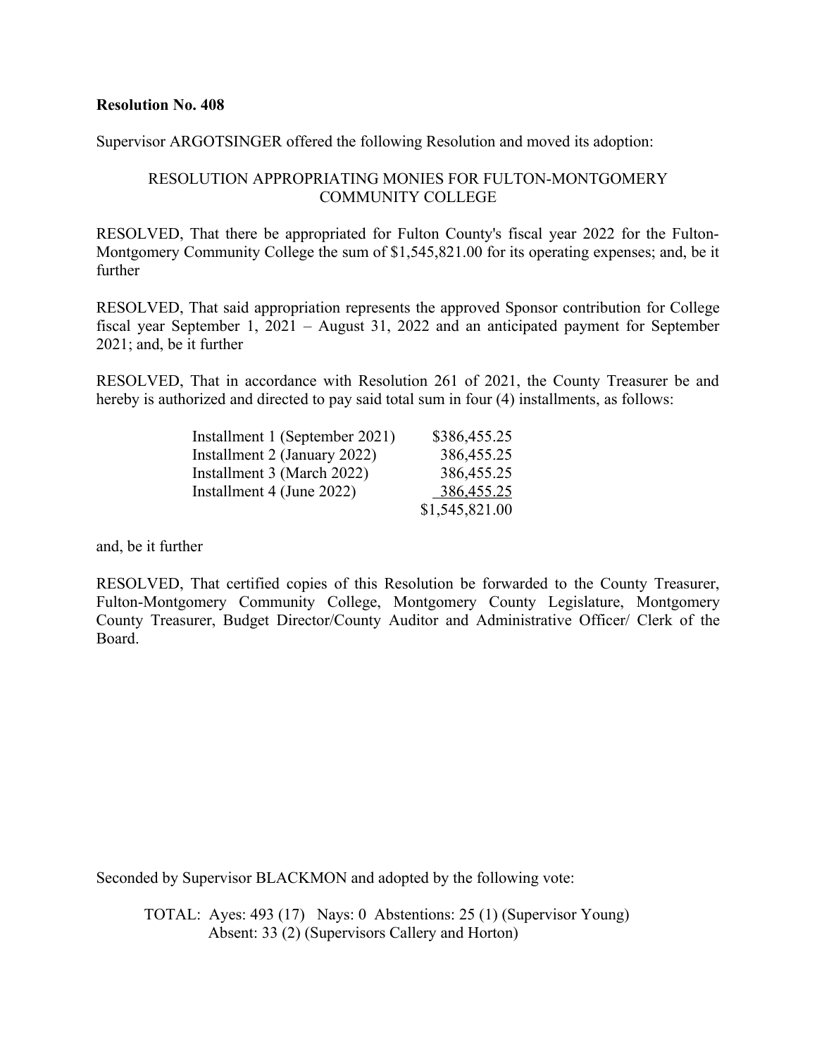**Resolution No. 408**

Supervisor ARGOTSINGER offered the following Resolution and moved its adoption:

RESOLUTION APPROPRIATING MONIES FOR FULTON-MONTGOMERY COMMUNITY COLLEGE

RESOLVED, That there be appropriated for Fulton County's fiscal year 2022 for the Fulton-Montgomery Community College the sum of $1,545,821.00 for its operating expenses; and, be it further

RESOLVED, That said appropriation represents the approved Sponsor contribution for College fiscal year September 1, 2021 – August 31, 2022 and an anticipated payment for September 2021; and, be it further

RESOLVED, That in accordance with Resolution 261 of 2021, the County Treasurer be and hereby is authorized and directed to pay said total sum in four (4) installments, as follows:

| | |
|---|---:|
| Installment 1 (September 2021) | $386,455.25 |
| Installment 2 (January 2022) | 386,455.25 |
| Installment 3 (March 2022) | 386,455.25 |
| Installment 4 (June 2022) | 386,455.25 |
| | $1,545,821.00 |

and, be it further

RESOLVED, That certified copies of this Resolution be forwarded to the County Treasurer, Fulton-Montgomery Community College, Montgomery County Legislature, Montgomery County Treasurer, Budget Director/County Auditor and Administrative Officer/ Clerk of the Board.

Seconded by Supervisor BLACKMON and adopted by the following vote:

TOTAL: Ayes: 493 (17) Nays: 0 Abstentions: 25 (1) (Supervisor Young)
Absent: 33 (2) (Supervisors Callery and Horton)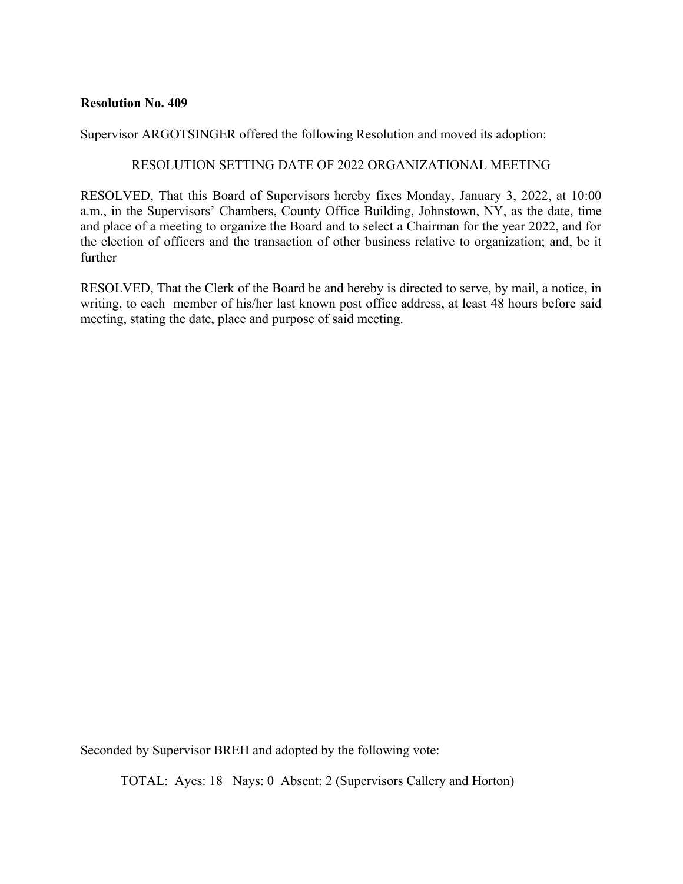**Resolution No. 409**

Supervisor ARGOTSINGER offered the following Resolution and moved its adoption:

RESOLUTION SETTING DATE OF 2022 ORGANIZATIONAL MEETING

RESOLVED, That this Board of Supervisors hereby fixes Monday, January 3, 2022, at 10:00 a.m., in the Supervisors' Chambers, County Office Building, Johnstown, NY, as the date, time and place of a meeting to organize the Board and to select a Chairman for the year 2022, and for the election of officers and the transaction of other business relative to organization; and, be it further

RESOLVED, That the Clerk of the Board be and hereby is directed to serve, by mail, a notice, in writing, to each member of his/her last known post office address, at least 48 hours before said meeting, stating the date, place and purpose of said meeting.

Seconded by Supervisor BREH and adopted by the following vote:

TOTAL: Ayes: 18 Nays: 0 Absent: 2 (Supervisors Callery and Horton)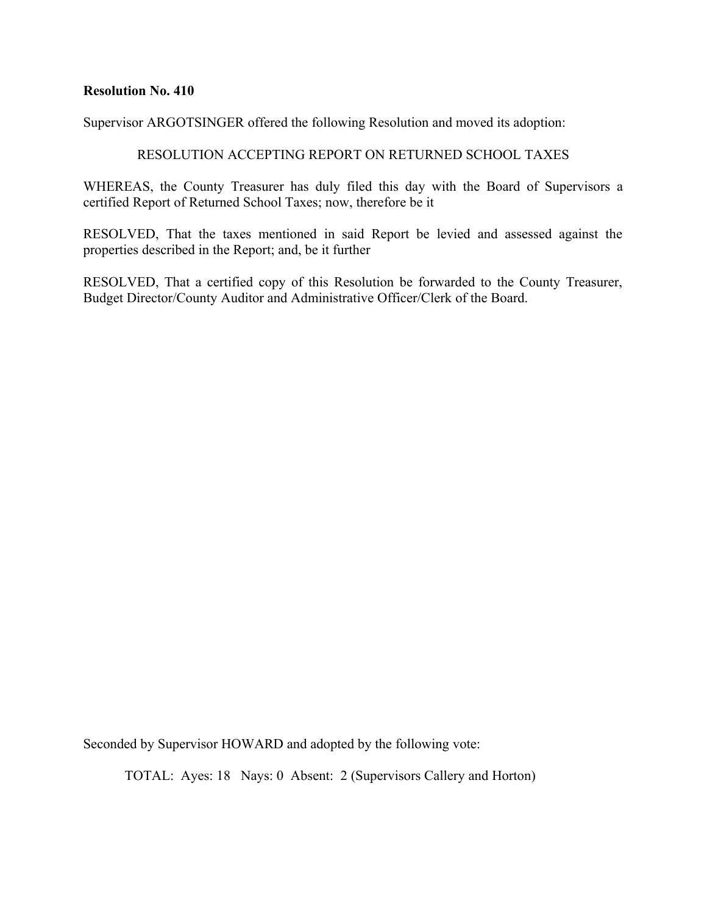**Resolution No. 410**

Supervisor ARGOTSINGER offered the following Resolution and moved its adoption:

RESOLUTION ACCEPTING REPORT ON RETURNED SCHOOL TAXES

WHEREAS, the County Treasurer has duly filed this day with the Board of Supervisors a certified Report of Returned School Taxes; now, therefore be it

RESOLVED, That the taxes mentioned in said Report be levied and assessed against the properties described in the Report; and, be it further

RESOLVED, That a certified copy of this Resolution be forwarded to the County Treasurer, Budget Director/County Auditor and Administrative Officer/Clerk of the Board.

Seconded by Supervisor HOWARD and adopted by the following vote:

TOTAL: Ayes: 18 Nays: 0 Absent: 2 (Supervisors Callery and Horton)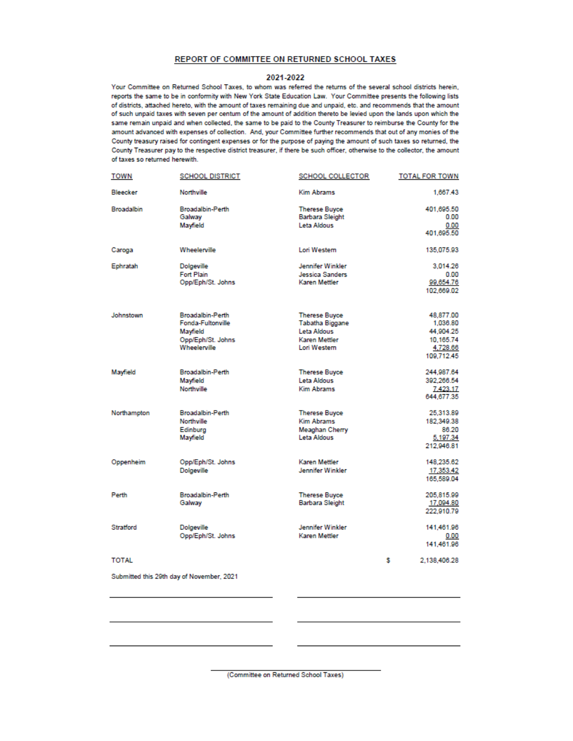## REPORT OF COMMITTEE ON RETURNED SCHOOL TAXES

### 2021-2022

Your Committee on Returned School Taxes, to whom was referred the returns of the several school districts herein, reports the same to be in conformity with New York State Education Law. Your Committee presents the following lists of districts, attached hereto, with the amount of taxes remaining due and unpaid, etc. and recommends that the amount of such unpaid taxes with seven per centum of the amount of addition thereto be levied upon the lands upon which the same remain unpaid and when collected, the same to be paid to the County Treasurer to reimburse the County for the amount advanced with expenses of collection. And, your Committee further recommends that out of any monies of the County treasury raised for contingent expenses or for the purpose of paying the amount of such taxes so returned, the County Treasurer pay to the respective district treasurer, if there be such officer, otherwise to the collector, the amount of taxes so returned herewith.

| TOWN | SCHOOL DISTRICT | SCHOOL COLLECTOR | TOTAL FOR TOWN |
|---|---|---|---|
| Bleecker | Northville | Kim Abrams | 1,667.43 |
| Broadalbin | Broadalbin-Perth | Therese Buyce | 401,695.50 |
| | Galway | Barbara Sleight | 0.00 |
| | Mayfield | Leta Aldous | 0.00 |
| | | | 401,695.50 |
| Caroga | Wheelerville | Lori Western | 135,075.93 |
| Ephratah | Dolgeville | Jennifer Winkler | 3,014.26 |
| | Fort Plain | Jessica Sanders | 0.00 |
| | Opp/Eph/St. Johns | Karen Mettler | 99,654.76 |
| | | | 102,669.02 |
| Johnstown | Broadalbin-Perth | Therese Buyce | 48,877.00 |
| | Fonda-Fultonville | Tabatha Biggane | 1,036.80 |
| | Mayfield | Leta Aldous | 44,904.25 |
| | Opp/Eph/St. Johns | Karen Mettler | 10,165.74 |
| | Wheelerville | Lori Western | 4,728.66 |
| | | | 109,712.45 |
| Mayfield | Broadalbin-Perth | Therese Buyce | 244,987.64 |
| | Mayfield | Leta Aldous | 392,266.54 |
| | Northville | Kim Abrams | 7,423.17 |
| | | | 644,677.35 |
| Northampton | Broadalbin-Perth | Therese Buyce | 25,313.89 |
| | Northville | Kim Abrams | 182,349.38 |
| | Edinburg | Meaghan Cherry | 86.20 |
| | Mayfield | Leta Aldous | 5,197.34 |
| | | | 212,946.81 |
| Oppenheim | Opp/Eph/St. Johns | Karen Mettler | 148,235.62 |
| | Dolgeville | Jennifer Winkler | 17,353.42 |
| | | | 165,589.04 |
| Perth | Broadalbin-Perth | Therese Buyce | 205,815.99 |
| | Galway | Barbara Sleight | 17,094.80 |
| | | | 222,910.79 |
| Stratford | Dolgeville | Jennifer Winkler | 141,461.96 |
| | Opp/Eph/St. Johns | Karen Mettler | 0.00 |
| | | | 141,461.96 |
| TOTAL | | | $ 2,138,406.28 |

Submitted this 29th day of November, 2021

(Committee on Returned School Taxes)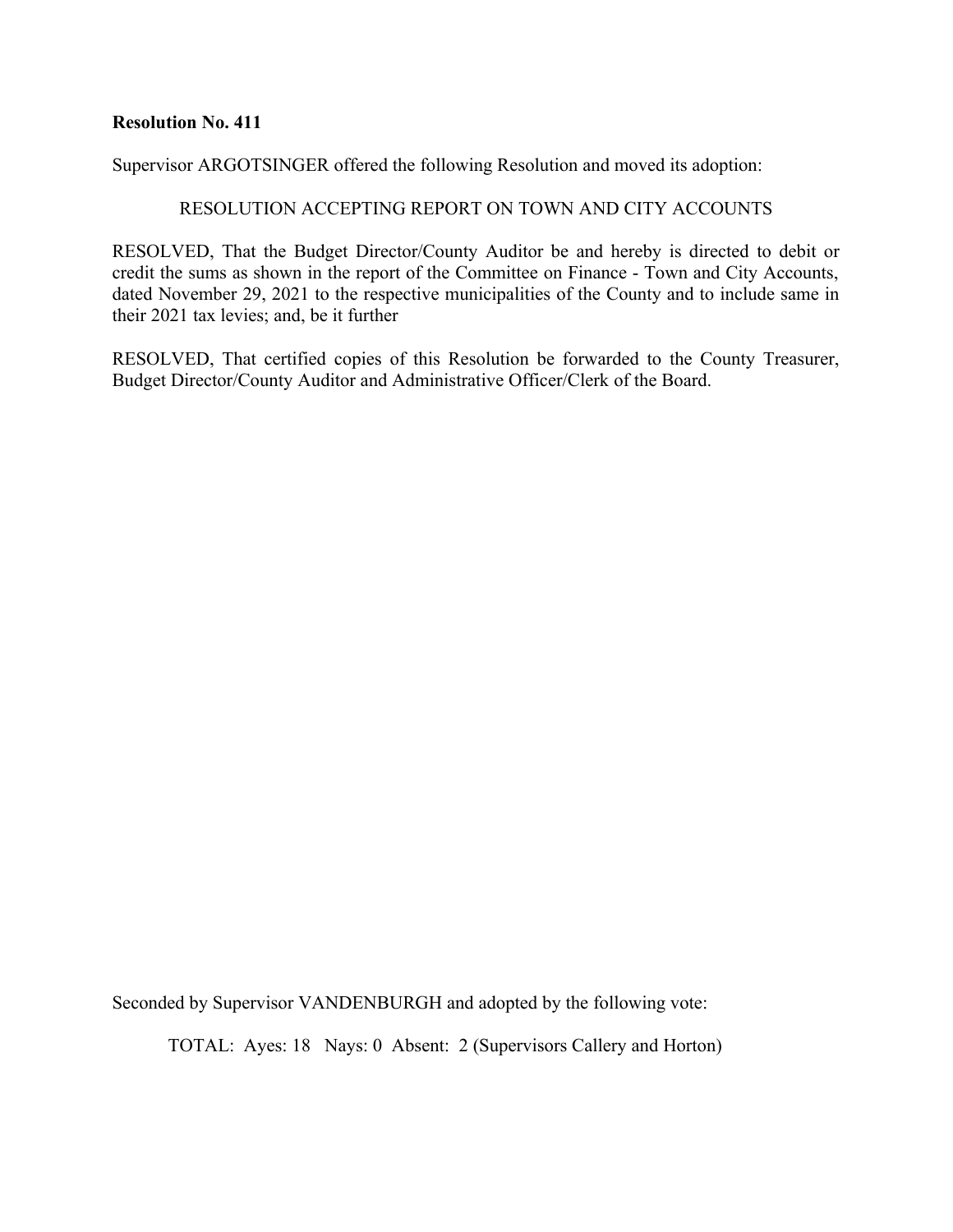**Resolution No. 411**

Supervisor ARGOTSINGER offered the following Resolution and moved its adoption:

RESOLUTION ACCEPTING REPORT ON TOWN AND CITY ACCOUNTS

RESOLVED, That the Budget Director/County Auditor be and hereby is directed to debit or credit the sums as shown in the report of the Committee on Finance - Town and City Accounts, dated November 29, 2021 to the respective municipalities of the County and to include same in their 2021 tax levies; and, be it further

RESOLVED, That certified copies of this Resolution be forwarded to the County Treasurer, Budget Director/County Auditor and Administrative Officer/Clerk of the Board.

Seconded by Supervisor VANDENBURGH and adopted by the following vote:

TOTAL: Ayes: 18 Nays: 0 Absent: 2 (Supervisors Callery and Horton)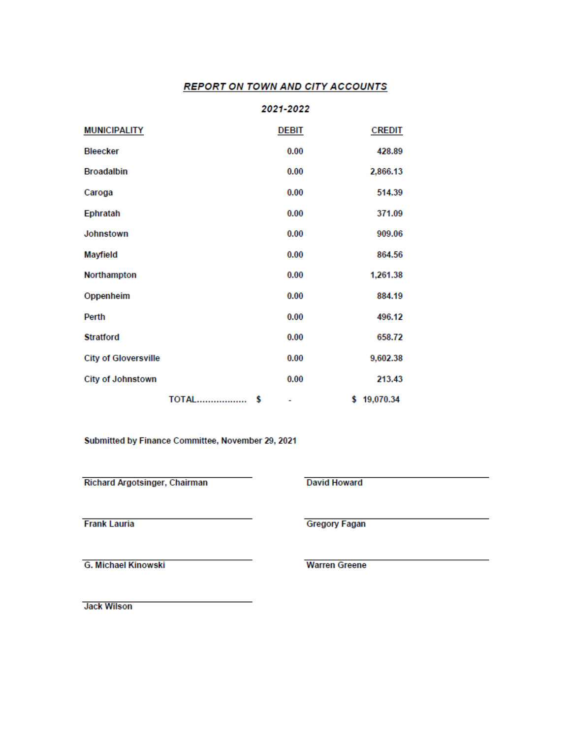# ***REPORT ON TOWN AND CITY ACCOUNTS***

***2021-2022***

| MUNICIPALITY | DEBIT | CREDIT |
|---|---|---|
| Bleecker | 0.00 | 428.89 |
| Broadalbin | 0.00 | 2,866.13 |
| Caroga | 0.00 | 514.39 |
| Ephratah | 0.00 | 371.09 |
| Johnstown | 0.00 | 909.06 |
| Mayfield | 0.00 | 864.56 |
| Northampton | 0.00 | 1,261.38 |
| Oppenheim | 0.00 | 884.19 |
| Perth | 0.00 | 496.12 |
| Stratford | 0.00 | 658.72 |
| City of Gloversville | 0.00 | 9,602.38 |
| City of Johnstown | 0.00 | 213.43 |
| TOTAL................. | $ - | $ 19,070.34 |

**Submitted by Finance Committee, November 29, 2021**

**Richard Argotsinger, Chairman**

**David Howard**

**Frank Lauria**

**Gregory Fagan**

**G. Michael Kinowski**

**Warren Greene**

**Jack Wilson**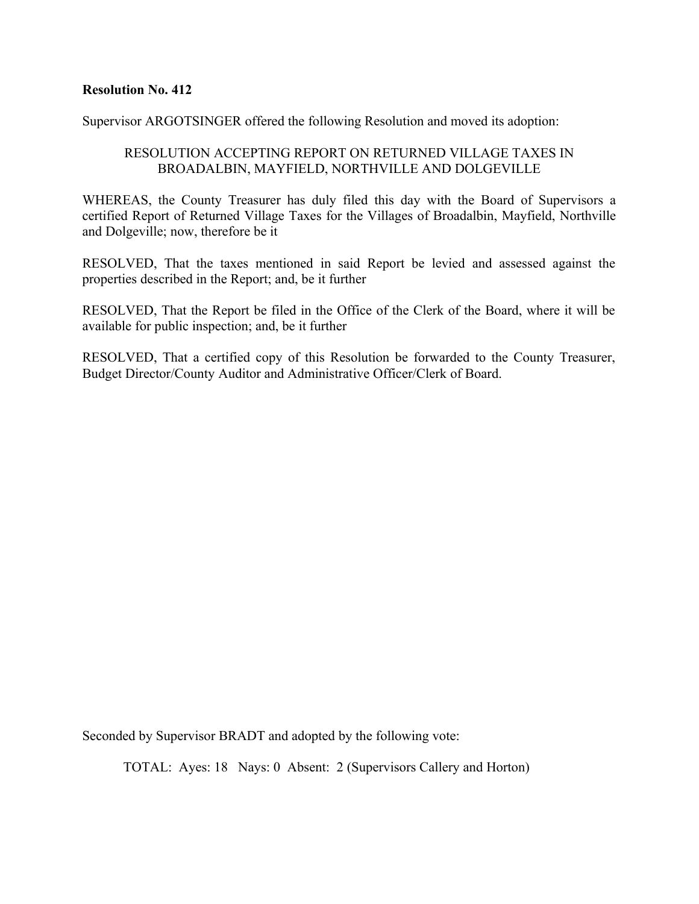**Resolution No. 412**

Supervisor ARGOTSINGER offered the following Resolution and moved its adoption:

RESOLUTION ACCEPTING REPORT ON RETURNED VILLAGE TAXES IN BROADALBIN, MAYFIELD, NORTHVILLE AND DOLGEVILLE

WHEREAS, the County Treasurer has duly filed this day with the Board of Supervisors a certified Report of Returned Village Taxes for the Villages of Broadalbin, Mayfield, Northville and Dolgeville; now, therefore be it

RESOLVED, That the taxes mentioned in said Report be levied and assessed against the properties described in the Report; and, be it further

RESOLVED, That the Report be filed in the Office of the Clerk of the Board, where it will be available for public inspection; and, be it further

RESOLVED, That a certified copy of this Resolution be forwarded to the County Treasurer, Budget Director/County Auditor and Administrative Officer/Clerk of Board.

Seconded by Supervisor BRADT and adopted by the following vote:

TOTAL: Ayes: 18 Nays: 0 Absent: 2 (Supervisors Callery and Horton)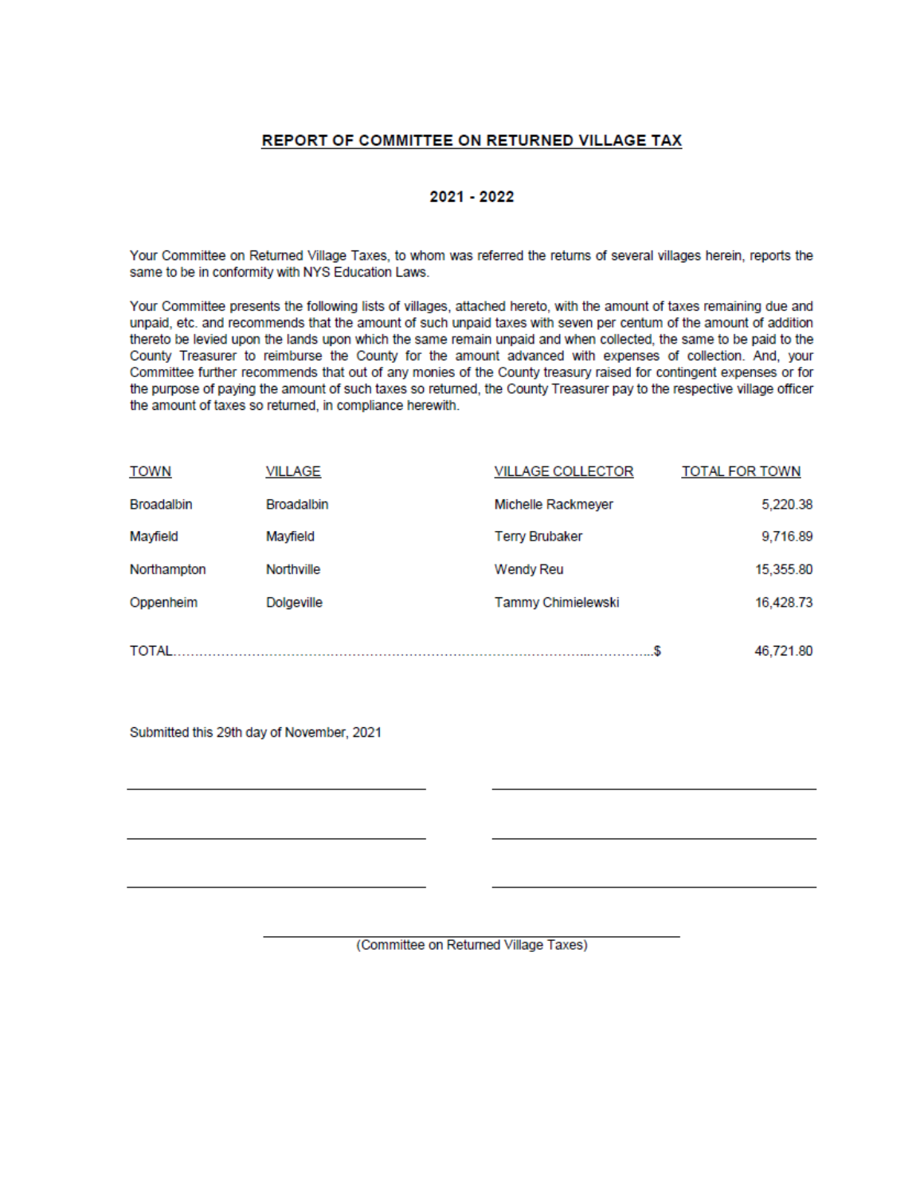## REPORT OF COMMITTEE ON RETURNED VILLAGE TAX

### 2021 - 2022

Your Committee on Returned Village Taxes, to whom was referred the returns of several villages herein, reports the same to be in conformity with NYS Education Laws.

Your Committee presents the following lists of villages, attached hereto, with the amount of taxes remaining due and unpaid, etc. and recommends that the amount of such unpaid taxes with seven per centum of the amount of addition thereto be levied upon the lands upon which the same remain unpaid and when collected, the same to be paid to the County Treasurer to reimburse the County for the amount advanced with expenses of collection. And, your Committee further recommends that out of any monies of the County treasury raised for contingent expenses or for the purpose of paying the amount of such taxes so returned, the County Treasurer pay to the respective village officer the amount of taxes so returned, in compliance herewith.

| TOWN | VILLAGE | VILLAGE COLLECTOR | TOTAL FOR TOWN |
|---|---|---|---|
| Broadalbin | Broadalbin | Michelle Rackmeyer | 5,220.38 |
| Mayfield | Mayfield | Terry Brubaker | 9,716.89 |
| Northampton | Northville | Wendy Reu | 15,355.80 |
| Oppenheim | Dolgeville | Tammy Chimielewski | 16,428.73 |
| TOTAL.........$ | | | 46,721.80 |

Submitted this 29th day of November, 2021

\_\_\_\_\_\_\_\_\_\_\_\_\_\_\_\_\_\_\_\_\_\_\_\_\_\_\_\_ \_\_\_\_\_\_\_\_\_\_\_\_\_\_\_\_\_\_\_\_\_\_\_\_\_\_\_\_

\_\_\_\_\_\_\_\_\_\_\_\_\_\_\_\_\_\_\_\_\_\_\_\_\_\_\_\_ \_\_\_\_\_\_\_\_\_\_\_\_\_\_\_\_\_\_\_\_\_\_\_\_\_\_\_\_

\_\_\_\_\_\_\_\_\_\_\_\_\_\_\_\_\_\_\_\_\_\_\_\_\_\_\_\_ \_\_\_\_\_\_\_\_\_\_\_\_\_\_\_\_\_\_\_\_\_\_\_\_\_\_\_\_

\_\_\_\_\_\_\_\_\_\_\_\_\_\_\_\_\_\_\_\_\_\_\_\_\_\_\_\_

(Committee on Returned Village Taxes)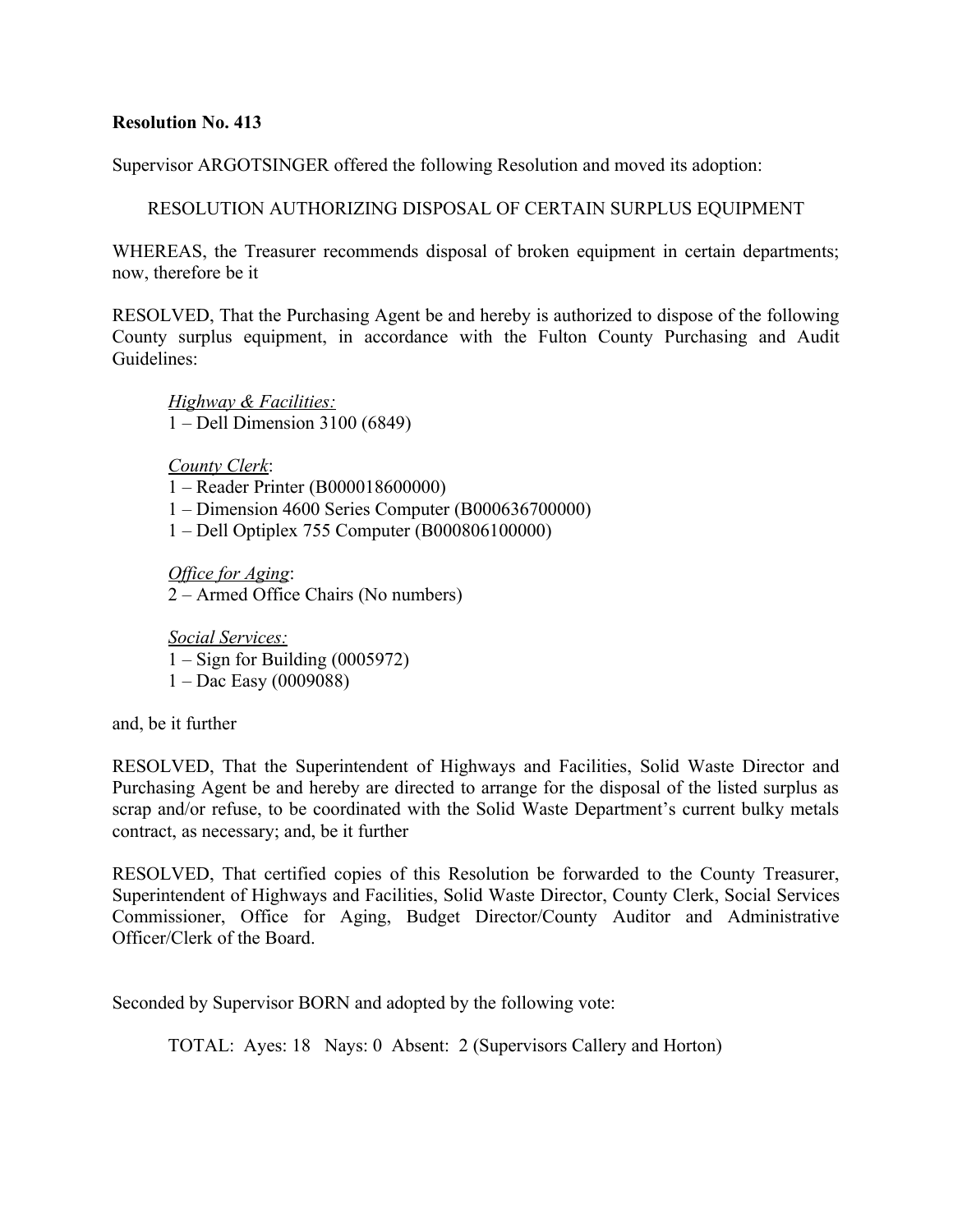**Resolution No. 413**

Supervisor ARGOTSINGER offered the following Resolution and moved its adoption:

RESOLUTION AUTHORIZING DISPOSAL OF CERTAIN SURPLUS EQUIPMENT

WHEREAS, the Treasurer recommends disposal of broken equipment in certain departments; now, therefore be it

RESOLVED, That the Purchasing Agent be and hereby is authorized to dispose of the following County surplus equipment, in accordance with the Fulton County Purchasing and Audit Guidelines:

*Highway & Facilities:*
1 – Dell Dimension 3100 (6849)

*County Clerk*:
1 – Reader Printer (B000018600000)
1 – Dimension 4600 Series Computer (B000636700000)
1 – Dell Optiplex 755 Computer (B000806100000)

*Office for Aging*:
2 – Armed Office Chairs (No numbers)

*Social Services:*
1 – Sign for Building (0005972)
1 – Dac Easy (0009088)

and, be it further

RESOLVED, That the Superintendent of Highways and Facilities, Solid Waste Director and Purchasing Agent be and hereby are directed to arrange for the disposal of the listed surplus as scrap and/or refuse, to be coordinated with the Solid Waste Department's current bulky metals contract, as necessary; and, be it further

RESOLVED, That certified copies of this Resolution be forwarded to the County Treasurer, Superintendent of Highways and Facilities, Solid Waste Director, County Clerk, Social Services Commissioner, Office for Aging, Budget Director/County Auditor and Administrative Officer/Clerk of the Board.

Seconded by Supervisor BORN and adopted by the following vote:

TOTAL: Ayes: 18 Nays: 0 Absent: 2 (Supervisors Callery and Horton)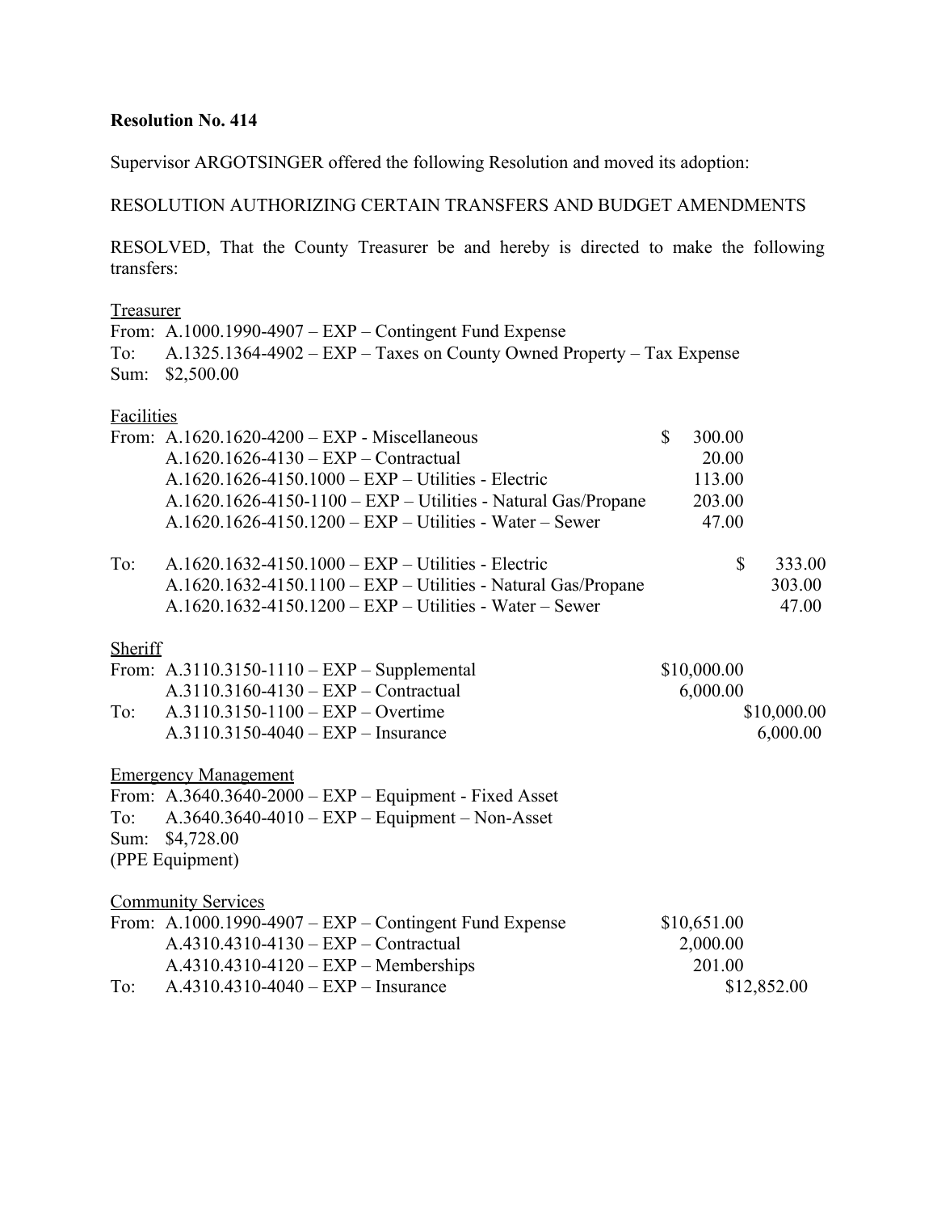**Resolution No. 414**

Supervisor ARGOTSINGER offered the following Resolution and moved its adoption:

RESOLUTION AUTHORIZING CERTAIN TRANSFERS AND BUDGET AMENDMENTS

RESOLVED, That the County Treasurer be and hereby is directed to make the following transfers:

Treasurer

From: A.1000.1990-4907 – EXP – Contingent Fund Expense
To: A.1325.1364-4902 – EXP – Taxes on County Owned Property – Tax Expense
Sum: $2,500.00

Facilities

| | | From | To |
|---|---|---|---|
| From: | A.1620.1620-4200 – EXP - Miscellaneous | $ 300.00 | |
| | A.1620.1626-4130 – EXP – Contractual | 20.00 | |
| | A.1620.1626-4150.1000 – EXP – Utilities - Electric | 113.00 | |
| | A.1620.1626-4150-1100 – EXP – Utilities - Natural Gas/Propane | 203.00 | |
| | A.1620.1626-4150.1200 – EXP – Utilities - Water – Sewer | 47.00 | |
| To: | A.1620.1632-4150.1000 – EXP – Utilities - Electric | | $ 333.00 |
| | A.1620.1632-4150.1100 – EXP – Utilities - Natural Gas/Propane | | 303.00 |
| | A.1620.1632-4150.1200 – EXP – Utilities - Water – Sewer | | 47.00 |

Sheriff

| | | From | To |
|---|---|---|---|
| From: | A.3110.3150-1110 – EXP – Supplemental | $10,000.00 | |
| | A.3110.3160-4130 – EXP – Contractual | 6,000.00 | |
| To: | A.3110.3150-1100 – EXP – Overtime | | $10,000.00 |
| | A.3110.3150-4040 – EXP – Insurance | | 6,000.00 |

Emergency Management

From: A.3640.3640-2000 – EXP – Equipment - Fixed Asset
To: A.3640.3640-4010 – EXP – Equipment – Non-Asset
Sum: $4,728.00
(PPE Equipment)

Community Services

| | | From | To |
|---|---|---|---|
| From: | A.1000.1990-4907 – EXP – Contingent Fund Expense | $10,651.00 | |
| | A.4310.4310-4130 – EXP – Contractual | 2,000.00 | |
| | A.4310.4310-4120 – EXP – Memberships | 201.00 | |
| To: | A.4310.4310-4040 – EXP – Insurance | | $12,852.00 |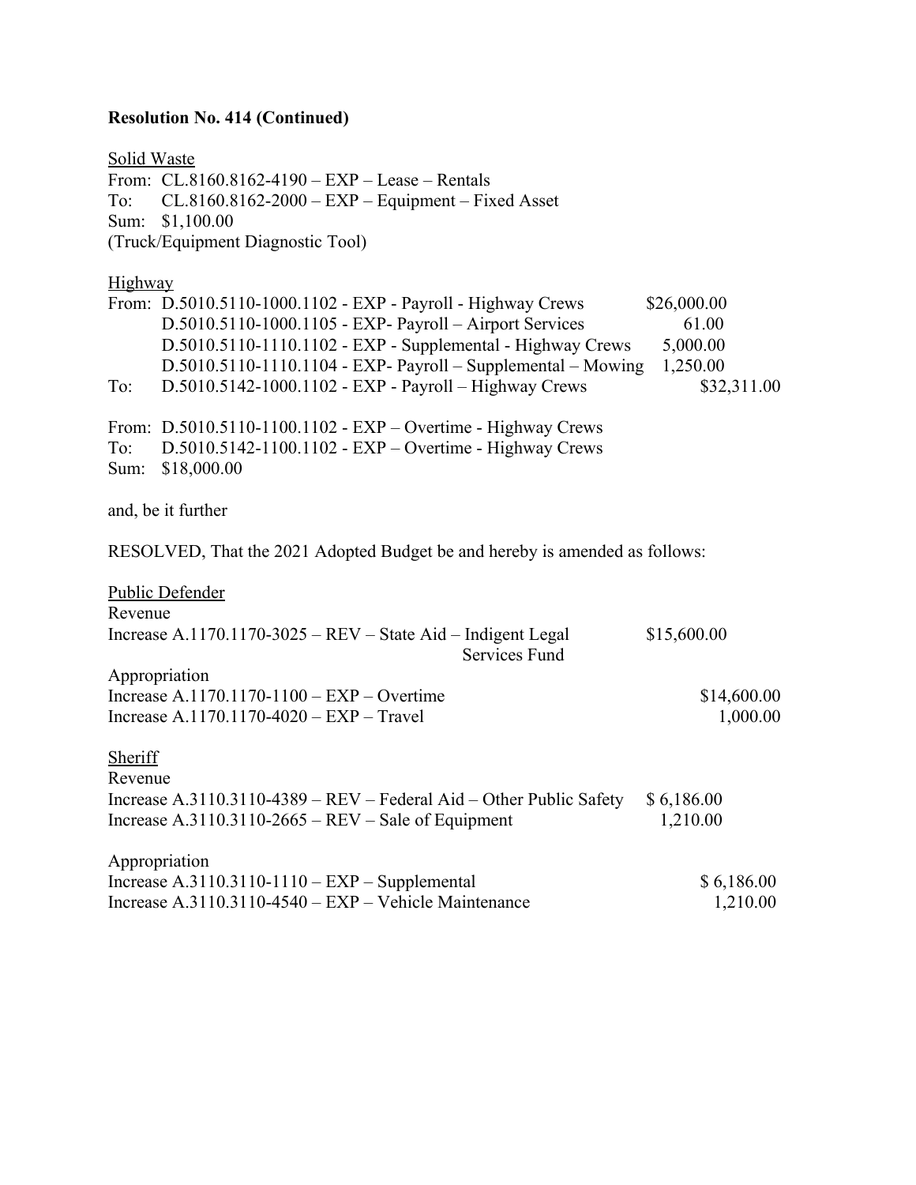**Resolution No. 414 (Continued)**

<u>Solid Waste</u>

From: CL.8160.8162-4190 – EXP – Lease – Rentals
To: CL.8160.8162-2000 – EXP – Equipment – Fixed Asset
Sum: $1,100.00
(Truck/Equipment Diagnostic Tool)

<u>Highway</u>

| | | | |
|---|---|---|---|
| From: | D.5010.5110-1000.1102 - EXP - Payroll - Highway Crews | $26,000.00 | |
| | D.5010.5110-1000.1105 - EXP- Payroll – Airport Services | 61.00 | |
| | D.5010.5110-1110.1102 - EXP - Supplemental - Highway Crews | 5,000.00 | |
| | D.5010.5110-1110.1104 - EXP- Payroll – Supplemental – Mowing | 1,250.00 | |
| To: | D.5010.5142-1000.1102 - EXP - Payroll – Highway Crews | | $32,311.00 |

From: D.5010.5110-1100.1102 - EXP – Overtime - Highway Crews
To: D.5010.5142-1100.1102 - EXP – Overtime - Highway Crews
Sum: $18,000.00

and, be it further

RESOLVED, That the 2021 Adopted Budget be and hereby is amended as follows:

<u>Public Defender</u>

| | | |
|---|---|---|
| Revenue | | |
| Increase A.1170.1170-3025 – REV – State Aid – Indigent Legal Services Fund | $15,600.00 | |
| Appropriation | | |
| Increase A.1170.1170-1100 – EXP – Overtime | | $14,600.00 |
| Increase A.1170.1170-4020 – EXP – Travel | | 1,000.00 |

<u>Sheriff</u>

| | | |
|---|---|---|
| Revenue | | |
| Increase A.3110.3110-4389 – REV – Federal Aid – Other Public Safety | $ 6,186.00 | |
| Increase A.3110.3110-2665 – REV – Sale of Equipment | 1,210.00 | |
| Appropriation | | |
| Increase A.3110.3110-1110 – EXP – Supplemental | | $ 6,186.00 |
| Increase A.3110.3110-4540 – EXP – Vehicle Maintenance | | 1,210.00 |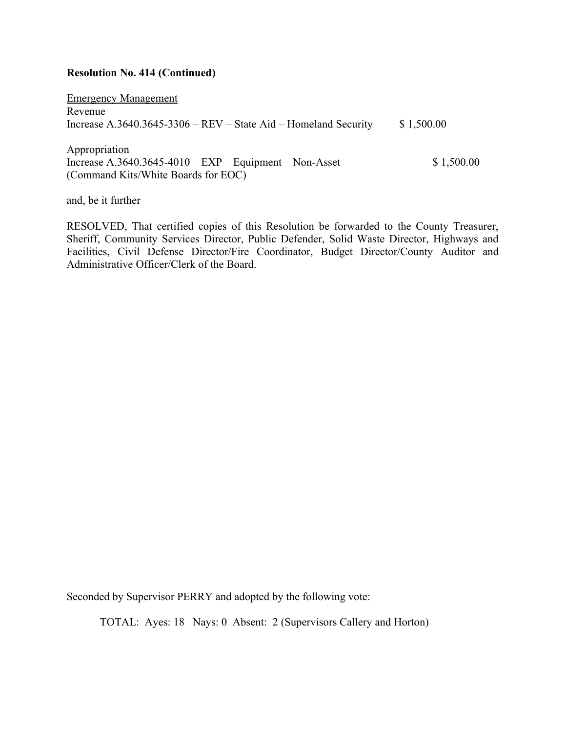**Resolution No. 414 (Continued)**

<u>Emergency Management</u>
Revenue
Increase A.3640.3645-3306 – REV – State Aid – Homeland Security $ 1,500.00

Appropriation
Increase A.3640.3645-4010 – EXP – Equipment – Non-Asset $ 1,500.00
(Command Kits/White Boards for EOC)

and, be it further

RESOLVED, That certified copies of this Resolution be forwarded to the County Treasurer, Sheriff, Community Services Director, Public Defender, Solid Waste Director, Highways and Facilities, Civil Defense Director/Fire Coordinator, Budget Director/County Auditor and Administrative Officer/Clerk of the Board.

Seconded by Supervisor PERRY and adopted by the following vote:

TOTAL: Ayes: 18 Nays: 0 Absent: 2 (Supervisors Callery and Horton)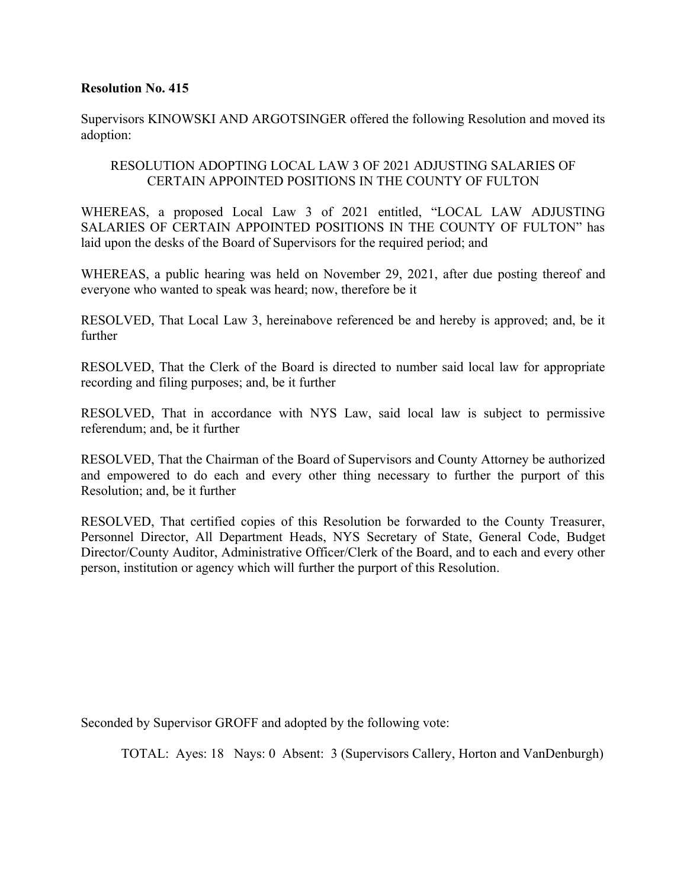**Resolution No. 415**

Supervisors KINOWSKI AND ARGOTSINGER offered the following Resolution and moved its adoption:

RESOLUTION ADOPTING LOCAL LAW 3 OF 2021 ADJUSTING SALARIES OF CERTAIN APPOINTED POSITIONS IN THE COUNTY OF FULTON

WHEREAS, a proposed Local Law 3 of 2021 entitled, "LOCAL LAW ADJUSTING SALARIES OF CERTAIN APPOINTED POSITIONS IN THE COUNTY OF FULTON" has laid upon the desks of the Board of Supervisors for the required period; and

WHEREAS, a public hearing was held on November 29, 2021, after due posting thereof and everyone who wanted to speak was heard; now, therefore be it

RESOLVED, That Local Law 3, hereinabove referenced be and hereby is approved; and, be it further

RESOLVED, That the Clerk of the Board is directed to number said local law for appropriate recording and filing purposes; and, be it further

RESOLVED, That in accordance with NYS Law, said local law is subject to permissive referendum; and, be it further

RESOLVED, That the Chairman of the Board of Supervisors and County Attorney be authorized and empowered to do each and every other thing necessary to further the purport of this Resolution; and, be it further

RESOLVED, That certified copies of this Resolution be forwarded to the County Treasurer, Personnel Director, All Department Heads, NYS Secretary of State, General Code, Budget Director/County Auditor, Administrative Officer/Clerk of the Board, and to each and every other person, institution or agency which will further the purport of this Resolution.

Seconded by Supervisor GROFF and adopted by the following vote:

TOTAL: Ayes: 18 Nays: 0 Absent: 3 (Supervisors Callery, Horton and VanDenburgh)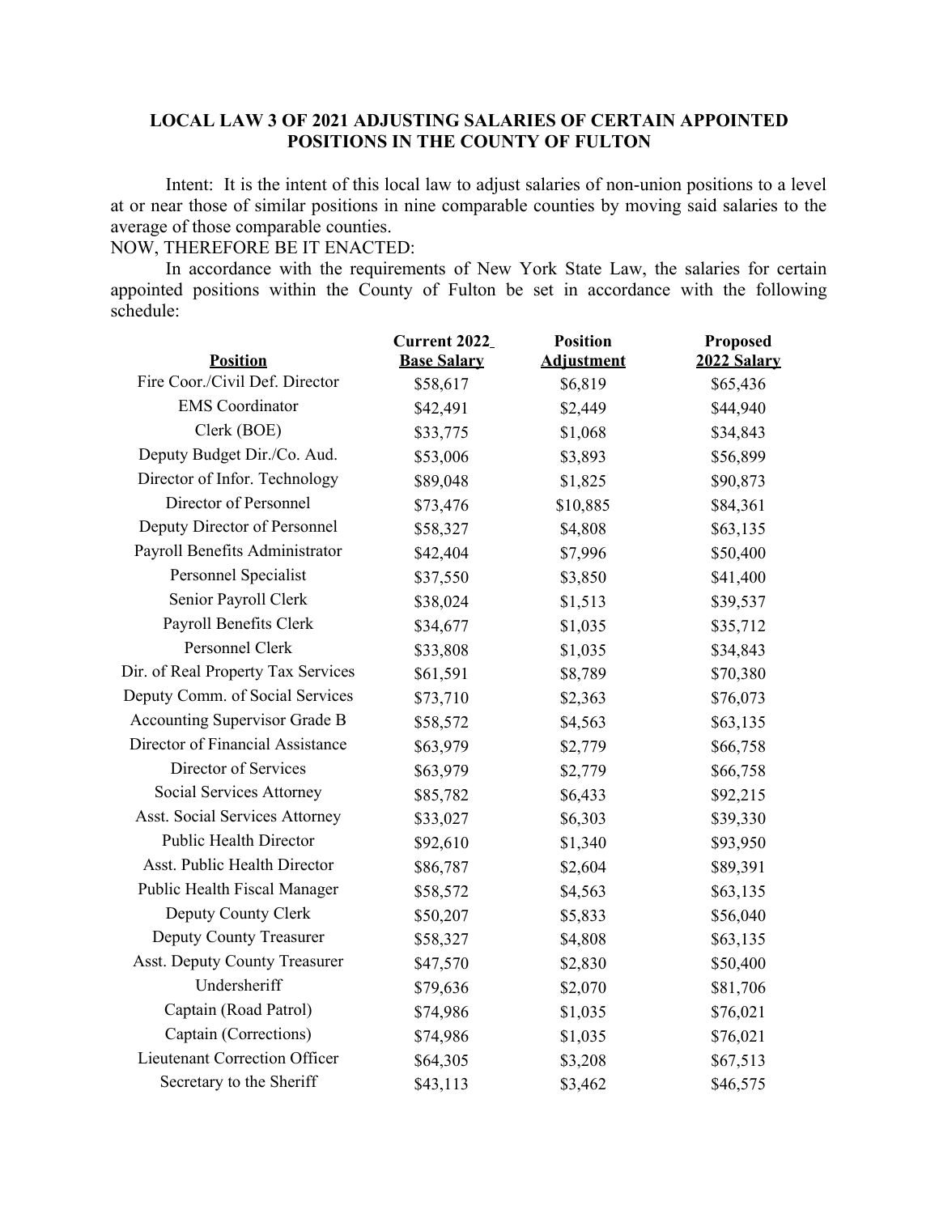## LOCAL LAW 3 OF 2021 ADJUSTING SALARIES OF CERTAIN APPOINTED POSITIONS IN THE COUNTY OF FULTON

Intent: It is the intent of this local law to adjust salaries of non-union positions to a level at or near those of similar positions in nine comparable counties by moving said salaries to the average of those comparable counties.

NOW, THEREFORE BE IT ENACTED:

In accordance with the requirements of New York State Law, the salaries for certain appointed positions within the County of Fulton be set in accordance with the following schedule:

| Position | Current 2022 Base Salary | Position Adjustment | Proposed 2022 Salary |
|---|---|---|---|
| Fire Coor./Civil Def. Director | $58,617 | $6,819 | $65,436 |
| EMS Coordinator | $42,491 | $2,449 | $44,940 |
| Clerk (BOE) | $33,775 | $1,068 | $34,843 |
| Deputy Budget Dir./Co. Aud. | $53,006 | $3,893 | $56,899 |
| Director of Infor. Technology | $89,048 | $1,825 | $90,873 |
| Director of Personnel | $73,476 | $10,885 | $84,361 |
| Deputy Director of Personnel | $58,327 | $4,808 | $63,135 |
| Payroll Benefits Administrator | $42,404 | $7,996 | $50,400 |
| Personnel Specialist | $37,550 | $3,850 | $41,400 |
| Senior Payroll Clerk | $38,024 | $1,513 | $39,537 |
| Payroll Benefits Clerk | $34,677 | $1,035 | $35,712 |
| Personnel Clerk | $33,808 | $1,035 | $34,843 |
| Dir. of Real Property Tax Services | $61,591 | $8,789 | $70,380 |
| Deputy Comm. of Social Services | $73,710 | $2,363 | $76,073 |
| Accounting Supervisor Grade B | $58,572 | $4,563 | $63,135 |
| Director of Financial Assistance | $63,979 | $2,779 | $66,758 |
| Director of Services | $63,979 | $2,779 | $66,758 |
| Social Services Attorney | $85,782 | $6,433 | $92,215 |
| Asst. Social Services Attorney | $33,027 | $6,303 | $39,330 |
| Public Health Director | $92,610 | $1,340 | $93,950 |
| Asst. Public Health Director | $86,787 | $2,604 | $89,391 |
| Public Health Fiscal Manager | $58,572 | $4,563 | $63,135 |
| Deputy County Clerk | $50,207 | $5,833 | $56,040 |
| Deputy County Treasurer | $58,327 | $4,808 | $63,135 |
| Asst. Deputy County Treasurer | $47,570 | $2,830 | $50,400 |
| Undersheriff | $79,636 | $2,070 | $81,706 |
| Captain (Road Patrol) | $74,986 | $1,035 | $76,021 |
| Captain (Corrections) | $74,986 | $1,035 | $76,021 |
| Lieutenant Correction Officer | $64,305 | $3,208 | $67,513 |
| Secretary to the Sheriff | $43,113 | $3,462 | $46,575 |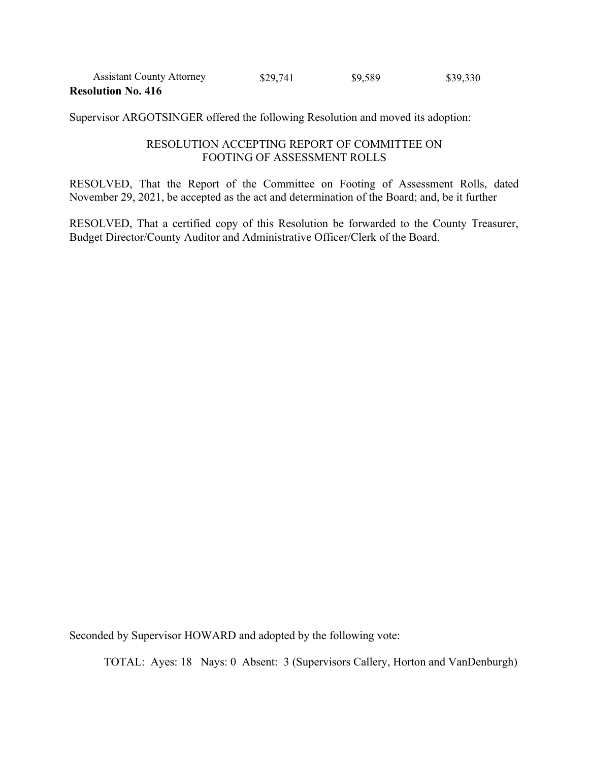| Assistant County Attorney | $29,741 | $9,589 | $39,330 |
|---|---|---|---|

**Resolution No. 416**

Supervisor ARGOTSINGER offered the following Resolution and moved its adoption:

RESOLUTION ACCEPTING REPORT OF COMMITTEE ON FOOTING OF ASSESSMENT ROLLS

RESOLVED, That the Report of the Committee on Footing of Assessment Rolls, dated November 29, 2021, be accepted as the act and determination of the Board; and, be it further

RESOLVED, That a certified copy of this Resolution be forwarded to the County Treasurer, Budget Director/County Auditor and Administrative Officer/Clerk of the Board.

Seconded by Supervisor HOWARD and adopted by the following vote:

TOTAL: Ayes: 18 Nays: 0 Absent: 3 (Supervisors Callery, Horton and VanDenburgh)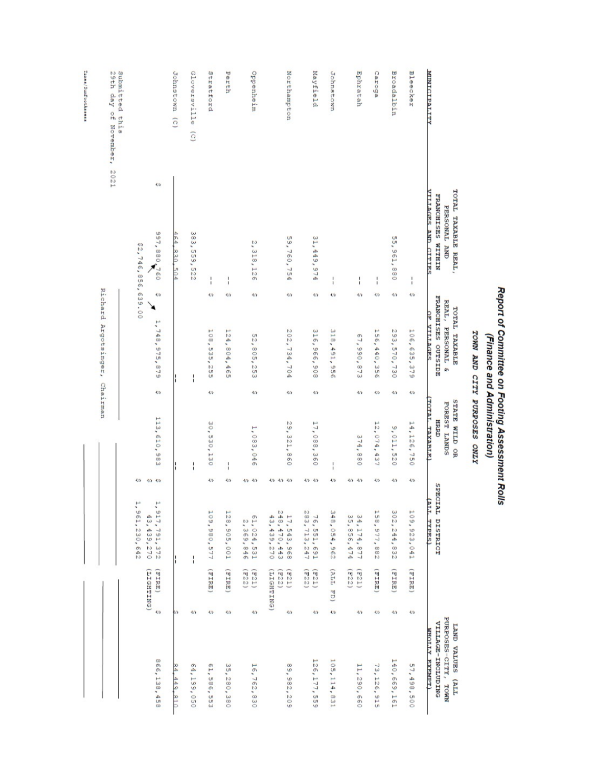# Report of Committee on Footing Assessment Rolls
## (Finance and Administration)
### TOWN AND CITY PURPOSES ONLY

| MUNICIPALITY | TOTAL TAXABLE REAL, PERSONAL AND FRANCHISES WITHIN VILLAGES AND CITIES | TOTAL TAXABLE REAL, PERSONAL & FRANCHISES OUTSIDE OF VILLAGES | STATE WILD OR FOREST LANDS HRD (TOTAL TAXABLE) | SPECIAL DISTRICT (ALL TYPES) | LAND VALUES (ALL PURPOSES-CITY, TOWN VILLAGE-INCLUDING WHOLLY EXEMPT) |
|---|---|---|---|---|---|
| Bleecker | -- | $ 106,635,379 | $ 14,126,750 | $ 109,923,041 (FIRE) | $ 57,498,500 |
| Broadalbin | 55,961,880 | $ 293,570,730 | $ 9,011,520 | $ 302,244,832 (FIRE) | $ 140,669,161 |
| Caroga | -- | $ 156,440,356 | $ 12,074,437 | $ 158,977,882 (FIRE) | $ 73,126,915 |
| Ephratah | -- | $ 67,990,873 | $ 374,880 | $ 34,174,877 (F21)<br>$ 35,856,474 (F22) | $ 11,290,660 |
| Johnstown | -- | $ 318,491,956 | -- | $ 348,054,962 (ALL FD) | $ 105,114,831 |
| Mayfield | 31,449,974 | $ 316,966,908 | $ 17,088,360 | $ 76,551,691 (F21)<br>$ 283,713,247 (F22) | $ 126,177,559 |
| Northampton | 59,760,754 | $ 202,734,704 | $ 29,321,860 | $ 17,543,968 (F21)<br>$ 248,470,443 (F22)<br>$ 43,439,270 (LIGHTING) | $ 89,982,209 |
| Oppenheim | 2,318,126 | $ 52,805,253 | $ 1,083,046 | $ 61,024,531 (F21)<br>$ 2,369,846 (F22) | $ 16,762,830 |
| Perth | -- | $ 124,804,465 | -- | $ 128,905,001 (FIRE) | $ 35,280,380 |
| Stratford | -- | $ 108,535,255 | $ 30,530,130 | $ 109,980,577 (FIRE) | $ 61,586,553 |
| Gloversville (C) | 383,559,522 | -- | -- | -- | $ 64,199,050 |
| Johnstown (C) | 464,830,504 | -- | -- | -- | $ 84,449,810 |
| | $ 997,880,760 | $ 1,748,975,879 | $ 113,610,983 | $ 1,917,791,372 (FIRE)<br>$ 43,439,270 (LIGHTING) | $ 866,138,458 |
| | $2,746,856,639.00 | | | $ 1,961,230,642 | |

Submitted this
29th day of November, 2021

Richard Argotsinger, Chairman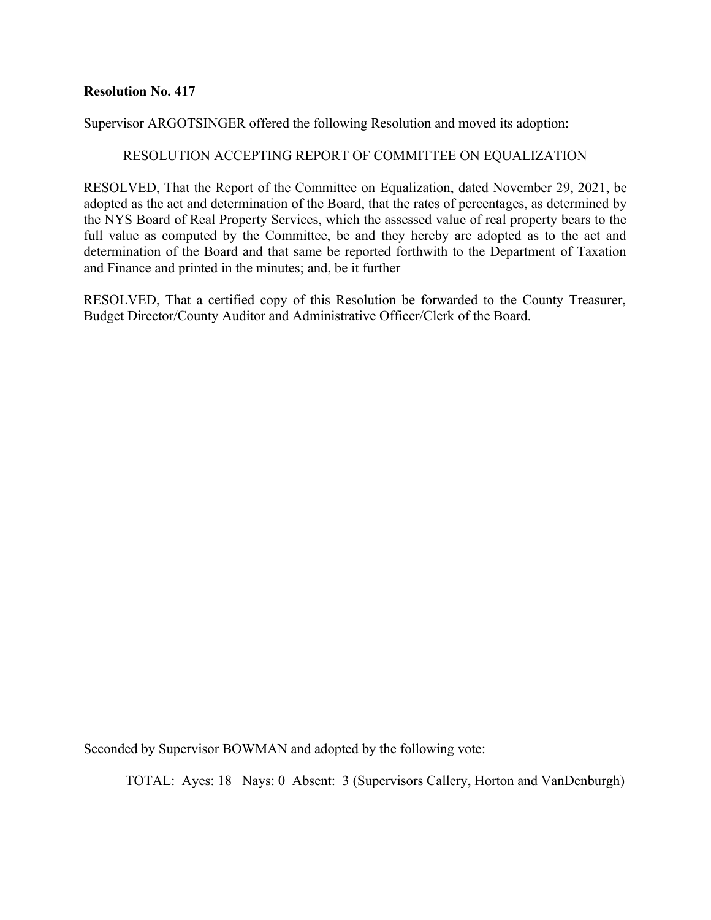**Resolution No. 417**

Supervisor ARGOTSINGER offered the following Resolution and moved its adoption:

RESOLUTION ACCEPTING REPORT OF COMMITTEE ON EQUALIZATION

RESOLVED, That the Report of the Committee on Equalization, dated November 29, 2021, be adopted as the act and determination of the Board, that the rates of percentages, as determined by the NYS Board of Real Property Services, which the assessed value of real property bears to the full value as computed by the Committee, be and they hereby are adopted as to the act and determination of the Board and that same be reported forthwith to the Department of Taxation and Finance and printed in the minutes; and, be it further

RESOLVED, That a certified copy of this Resolution be forwarded to the County Treasurer, Budget Director/County Auditor and Administrative Officer/Clerk of the Board.

Seconded by Supervisor BOWMAN and adopted by the following vote:

TOTAL: Ayes: 18 Nays: 0 Absent: 3 (Supervisors Callery, Horton and VanDenburgh)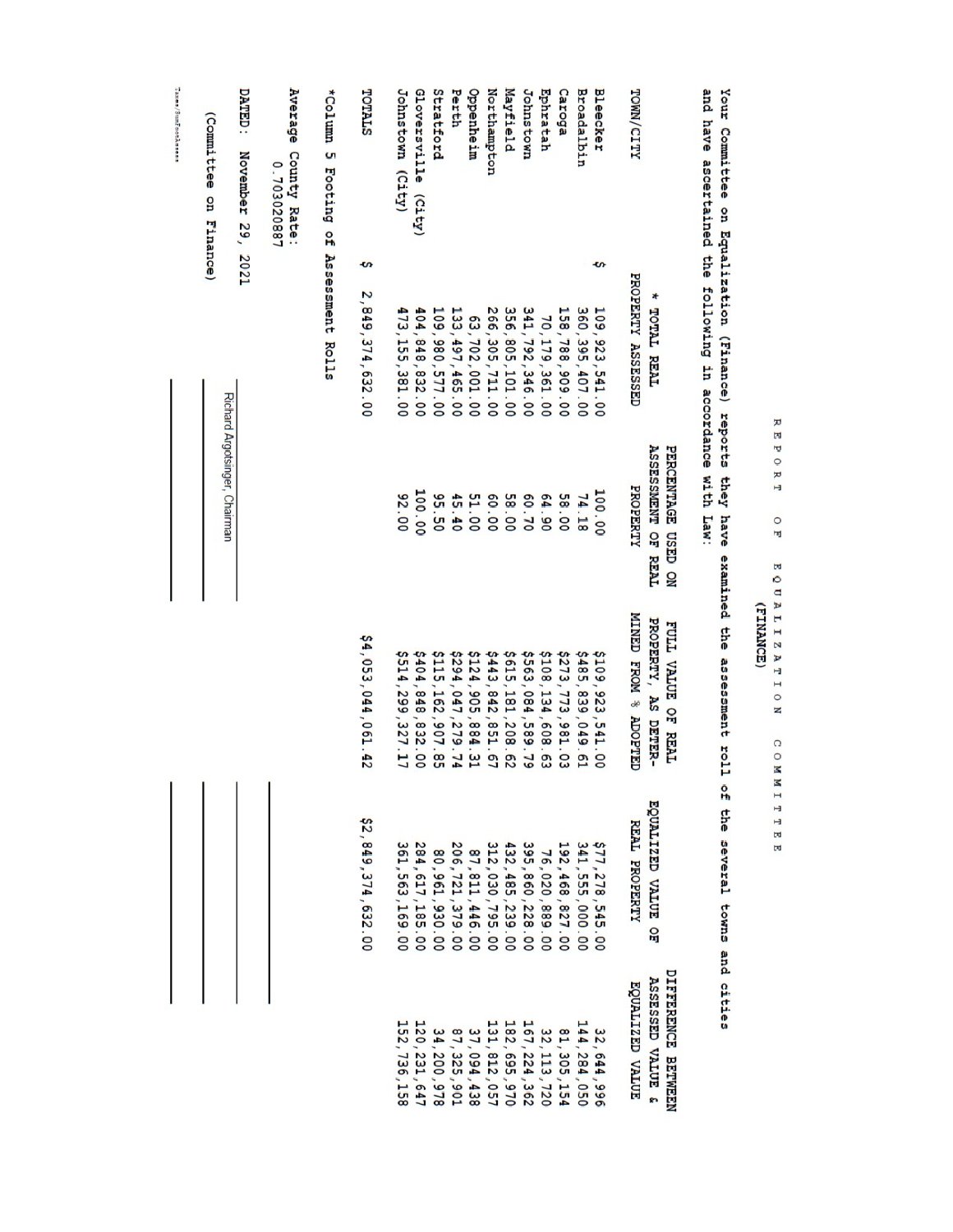# REPORT OF EQUALIZATION COMMITTEE
## (FINANCE)

Your Committee on Equalization (Finance) reports they have examined the assessment roll of the several towns and cities and have ascertained the following in accordance with Law:

| TOWN/CITY | * TOTAL REAL PROPERTY ASSESSED | PERCENTAGE USED ON ASSESSMENT OF REAL PROPERTY | FULL VALUE OF REAL PROPERTY, AS DETERMINED FROM % ADOPTED | EQUALIZED VALUE OF REAL PROPERTY | DIFFERENCE BETWEEN ASSESSED VALUE & EQUALIZED VALUE |
|---|---|---|---|---|---|
| Bleecker | $ 109,923,541.00 | 100.00 | $109,923,541.00 | $77,278,545.00 | 32,644,996 |
| Broadalbin | 360,395,407.00 | 74.18 | $485,839,049.61 | 341,555,000.00 | 144,284,050 |
| Caroga | 158,788,909.00 | 58.00 | $273,773,981.03 | 192,468,827.00 | 81,305,154 |
| Ephratah | 70,179,361.00 | 64.90 | $108,134,608.63 | 76,020,889.00 | 32,113,720 |
| Johnstown | 341,792,346.00 | 60.70 | $563,084,589.79 | 395,860,228.00 | 167,224,362 |
| Mayfield | 356,805,101.00 | 58.00 | $615,181,208.62 | 432,485,239.00 | 182,695,970 |
| Northampton | 266,305,711.00 | 60.00 | $443,842,851.67 | 312,030,795.00 | 131,812,057 |
| Oppenheim | 63,702,001.00 | 51.00 | $124,905,884.31 | 87,811,446.00 | 37,094,438 |
| Perth | 133,497,465.00 | 45.40 | $294,047,279.74 | 206,721,379.00 | 87,325,901 |
| Stratford | 109,980,577.00 | 95.50 | $115,162,907.85 | 80,961,930.00 | 34,200,978 |
| Gloversville (City) | 404,848,832.00 | 100.00 | $404,848,832.00 | 284,617,185.00 | 120,231,647 |
| Johnstown (City) | 473,155,381.00 | 92.00 | $514,299,327.17 | 361,563,169.00 | 152,736,158 |
| TOTALS | $ 2,849,374,632.00 | | $4,053,044,061.42 | $2,849,374,632.00 | |

*Column 5 Footing of Assessment Rolls

Average County Rate:
0.703020887

DATED: November 29, 2021

(Committee on Finance)

Richard Argotsinger, Chairman

Taxes/SumFootAssess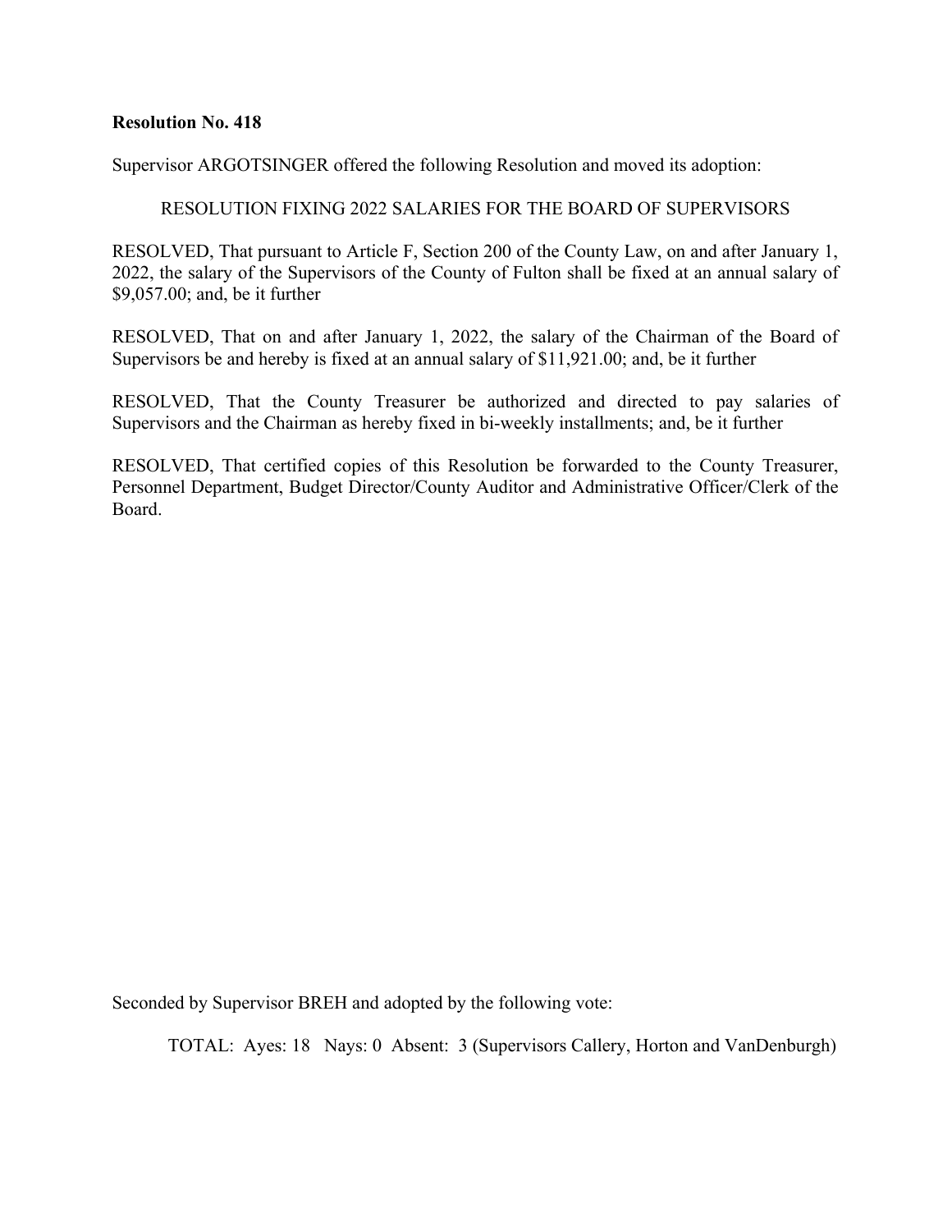**Resolution No. 418**

Supervisor ARGOTSINGER offered the following Resolution and moved its adoption:

RESOLUTION FIXING 2022 SALARIES FOR THE BOARD OF SUPERVISORS

RESOLVED, That pursuant to Article F, Section 200 of the County Law, on and after January 1, 2022, the salary of the Supervisors of the County of Fulton shall be fixed at an annual salary of $9,057.00; and, be it further

RESOLVED, That on and after January 1, 2022, the salary of the Chairman of the Board of Supervisors be and hereby is fixed at an annual salary of $11,921.00; and, be it further

RESOLVED, That the County Treasurer be authorized and directed to pay salaries of Supervisors and the Chairman as hereby fixed in bi-weekly installments; and, be it further

RESOLVED, That certified copies of this Resolution be forwarded to the County Treasurer, Personnel Department, Budget Director/County Auditor and Administrative Officer/Clerk of the Board.

Seconded by Supervisor BREH and adopted by the following vote:

TOTAL: Ayes: 18 Nays: 0 Absent: 3 (Supervisors Callery, Horton and VanDenburgh)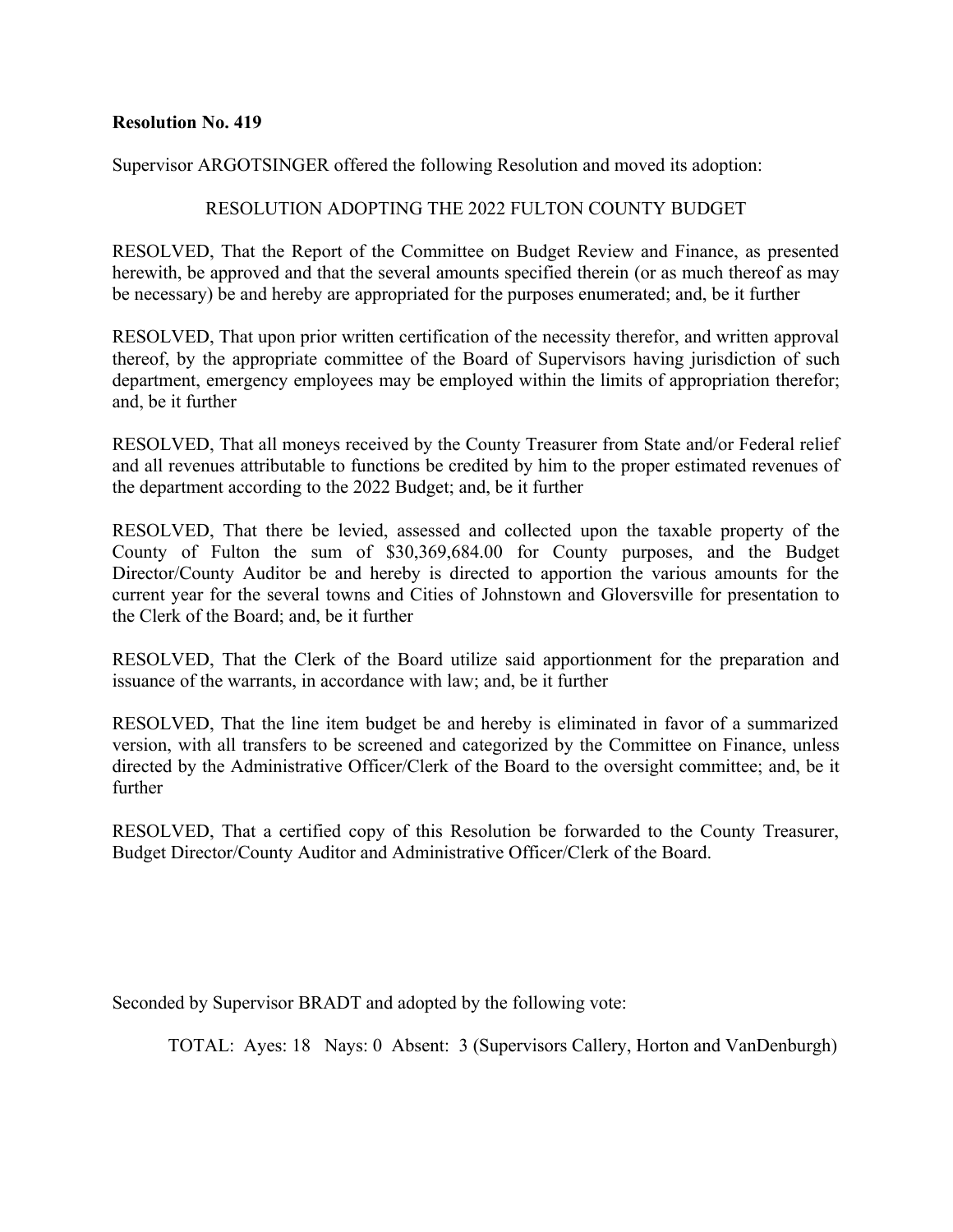**Resolution No. 419**

Supervisor ARGOTSINGER offered the following Resolution and moved its adoption:

RESOLUTION ADOPTING THE 2022 FULTON COUNTY BUDGET

RESOLVED, That the Report of the Committee on Budget Review and Finance, as presented herewith, be approved and that the several amounts specified therein (or as much thereof as may be necessary) be and hereby are appropriated for the purposes enumerated; and, be it further

RESOLVED, That upon prior written certification of the necessity therefor, and written approval thereof, by the appropriate committee of the Board of Supervisors having jurisdiction of such department, emergency employees may be employed within the limits of appropriation therefor; and, be it further

RESOLVED, That all moneys received by the County Treasurer from State and/or Federal relief and all revenues attributable to functions be credited by him to the proper estimated revenues of the department according to the 2022 Budget; and, be it further

RESOLVED, That there be levied, assessed and collected upon the taxable property of the County of Fulton the sum of $30,369,684.00 for County purposes, and the Budget Director/County Auditor be and hereby is directed to apportion the various amounts for the current year for the several towns and Cities of Johnstown and Gloversville for presentation to the Clerk of the Board; and, be it further

RESOLVED, That the Clerk of the Board utilize said apportionment for the preparation and issuance of the warrants, in accordance with law; and, be it further

RESOLVED, That the line item budget be and hereby is eliminated in favor of a summarized version, with all transfers to be screened and categorized by the Committee on Finance, unless directed by the Administrative Officer/Clerk of the Board to the oversight committee; and, be it further

RESOLVED, That a certified copy of this Resolution be forwarded to the County Treasurer, Budget Director/County Auditor and Administrative Officer/Clerk of the Board.

Seconded by Supervisor BRADT and adopted by the following vote:

TOTAL: Ayes: 18 Nays: 0 Absent: 3 (Supervisors Callery, Horton and VanDenburgh)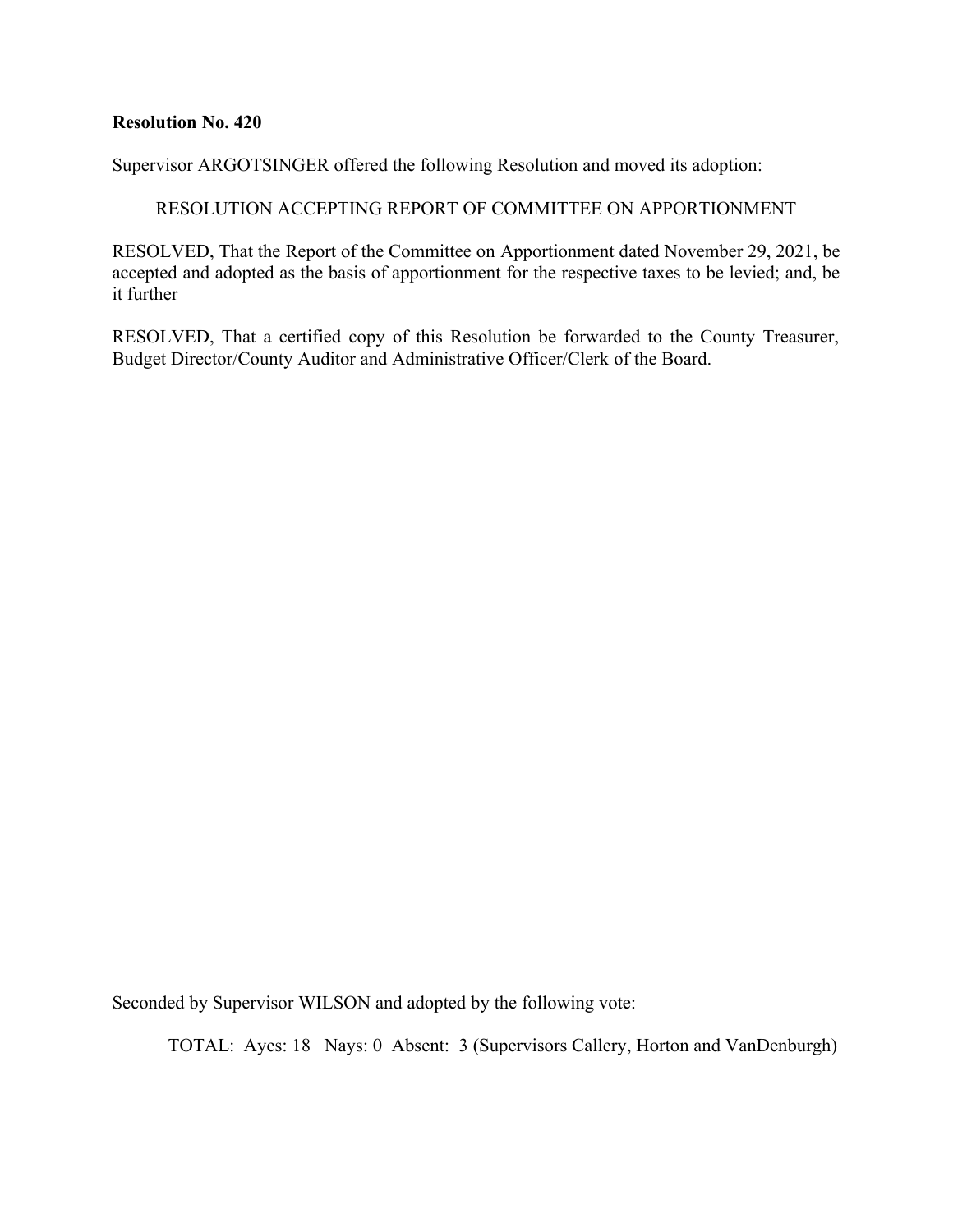**Resolution No. 420**

Supervisor ARGOTSINGER offered the following Resolution and moved its adoption:

RESOLUTION ACCEPTING REPORT OF COMMITTEE ON APPORTIONMENT

RESOLVED, That the Report of the Committee on Apportionment dated November 29, 2021, be accepted and adopted as the basis of apportionment for the respective taxes to be levied; and, be it further

RESOLVED, That a certified copy of this Resolution be forwarded to the County Treasurer, Budget Director/County Auditor and Administrative Officer/Clerk of the Board.

Seconded by Supervisor WILSON and adopted by the following vote:

TOTAL: Ayes: 18 Nays: 0 Absent: 3 (Supervisors Callery, Horton and VanDenburgh)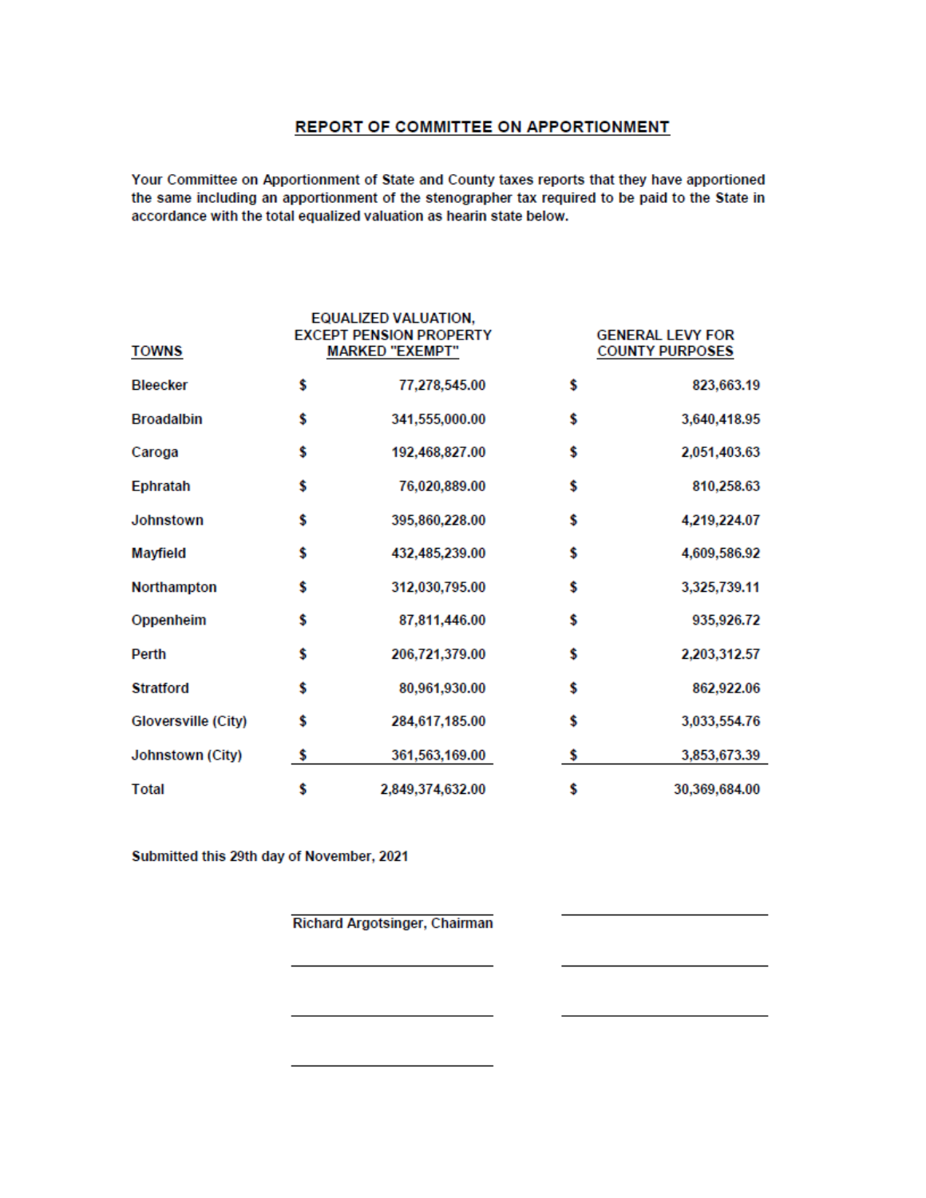## REPORT OF COMMITTEE ON APPORTIONMENT

Your Committee on Apportionment of State and County taxes reports that they have apportioned the same including an apportionment of the stenographer tax required to be paid to the State in accordance with the total equalized valuation as hearin state below.

| TOWNS | EQUALIZED VALUATION, EXCEPT PENSION PROPERTY MARKED "EXEMPT" | GENERAL LEVY FOR COUNTY PURPOSES |
|---|---|---|
| Bleecker | $ 77,278,545.00 | $ 823,663.19 |
| Broadalbin | $ 341,555,000.00 | $ 3,640,418.95 |
| Caroga | $ 192,468,827.00 | $ 2,051,403.63 |
| Ephratah | $ 76,020,889.00 | $ 810,258.63 |
| Johnstown | $ 395,860,228.00 | $ 4,219,224.07 |
| Mayfield | $ 432,485,239.00 | $ 4,609,586.92 |
| Northampton | $ 312,030,795.00 | $ 3,325,739.11 |
| Oppenheim | $ 87,811,446.00 | $ 935,926.72 |
| Perth | $ 206,721,379.00 | $ 2,203,312.57 |
| Stratford | $ 80,961,930.00 | $ 862,922.06 |
| Gloversville (City) | $ 284,617,185.00 | $ 3,033,554.76 |
| Johnstown (City) | $ 361,563,169.00 | $ 3,853,673.39 |
| Total | $ 2,849,374,632.00 | $ 30,369,684.00 |

Submitted this 29th day of November, 2021

Richard Argotsinger, Chairman